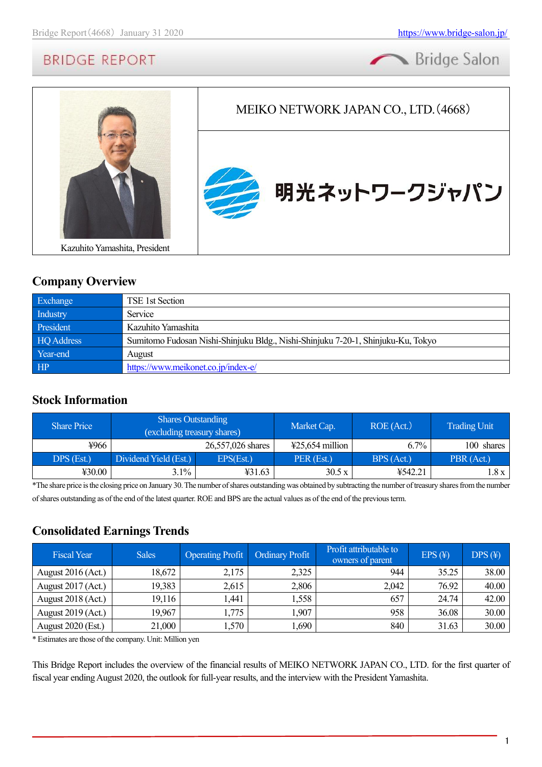# BRIDGE REPORT

Kazuhito Yamashita, President

## MEIKO NETWORK JAPAN CO., LTD. (4668)

明光ネットワークジャパン

## Company Overview

| Exchange | TSE 1st Section |
|---|---|
| Industry | Service |
| President | Kazuhito Yamashita |
| HQ Address | Sumitomo Fudosan Nishi-Shinjuku Bldg., Nishi-Shinjuku 7-20-1, Shinjuku-Ku, Tokyo |
| Year-end | August |
| HP | https://www.meikonet.co.jp/index-e/ |

## Stock Information

| Share Price | Shares Outstanding (excluding treasury shares) | | Market Cap. | ROE (Act.) | Trading Unit |
|---|---|---|---|---|---|
| ¥966 | 26,557,026 shares | | ¥25,654 million | 6.7% | 100 shares |
| DPS (Est.) | Dividend Yield (Est.) | EPS(Est.) | PER (Est.) | BPS (Act.) | PBR (Act.) |
| ¥30.00 | 3.1% | ¥31.63 | 30.5 x | ¥542.21 | 1.8 x |

*The share price is the closing price on January 30. The number of shares outstanding was obtained by subtracting the number of treasury shares from the number of shares outstanding as of the end of the latest quarter. ROE and BPS are the actual values as of the end of the previous term.

## Consolidated Earnings Trends

| Fiscal Year | Sales | Operating Profit | Ordinary Profit | Profit attributable to owners of parent | EPS (¥) | DPS (¥) |
|---|---|---|---|---|---|---|
| August 2016 (Act.) | 18,672 | 2,175 | 2,325 | 944 | 35.25 | 38.00 |
| August 2017 (Act.) | 19,383 | 2,615 | 2,806 | 2,042 | 76.92 | 40.00 |
| August 2018 (Act.) | 19,116 | 1,441 | 1,558 | 657 | 24.74 | 42.00 |
| August 2019 (Act.) | 19,967 | 1,775 | 1,907 | 958 | 36.08 | 30.00 |
| August 2020 (Est.) | 21,000 | 1,570 | 1,690 | 840 | 31.63 | 30.00 |

* Estimates are those of the company. Unit: Million yen

This Bridge Report includes the overview of the financial results of MEIKO NETWORK JAPAN CO., LTD. for the first quarter of fiscal year ending August 2020, the outlook for full-year results, and the interview with the President Yamashita.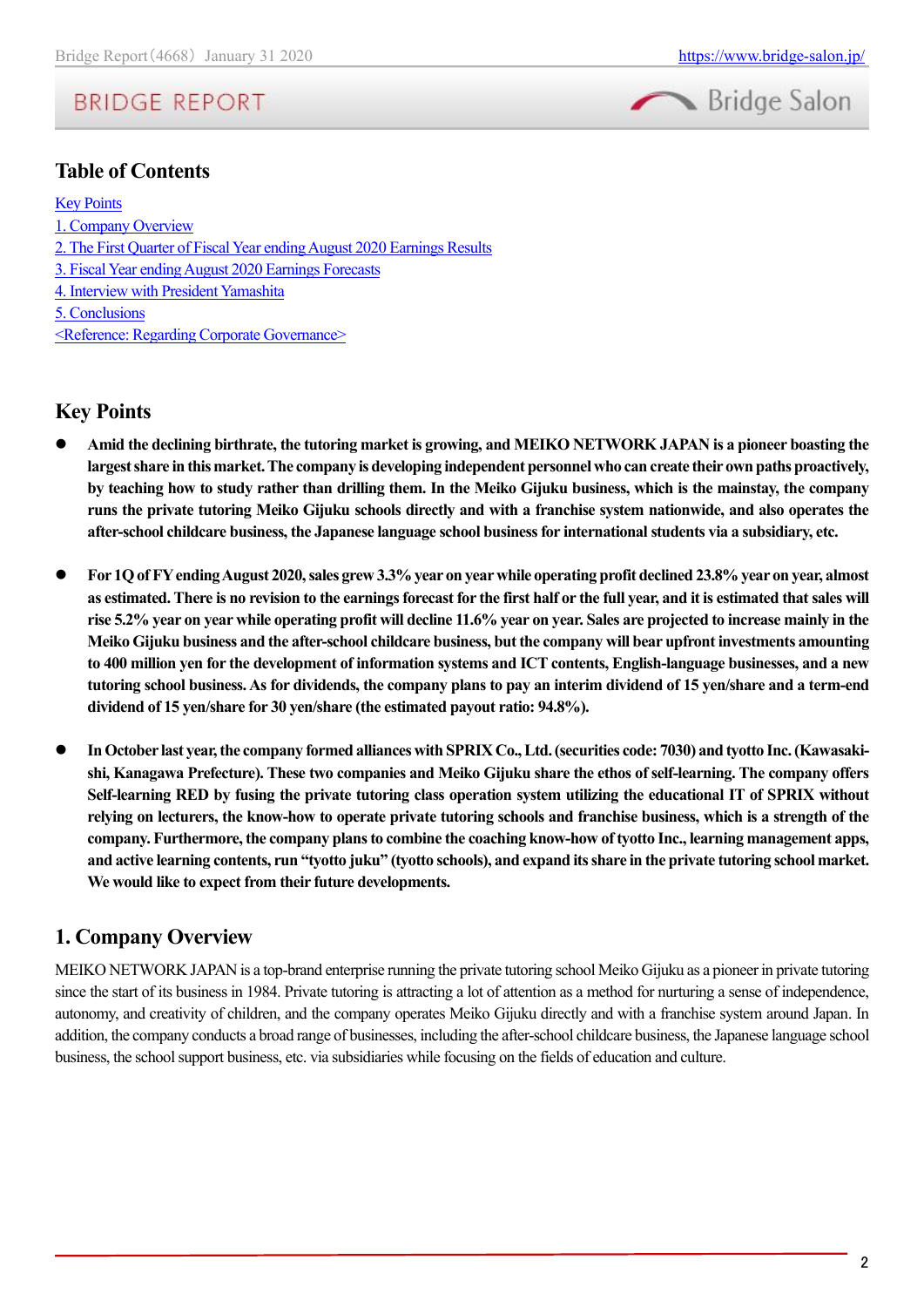## Table of Contents

Key Points
1. Company Overview
2. The First Quarter of Fiscal Year ending August 2020 Earnings Results
3. Fiscal Year ending August 2020 Earnings Forecasts
4. Interview with President Yamashita
5. Conclusions
<Reference: Regarding Corporate Governance>

## Key Points

- **Amid the declining birthrate, the tutoring market is growing, and MEIKO NETWORK JAPAN is a pioneer boasting the largest share in this market. The company is developing independent personnel who can create their own paths proactively, by teaching how to study rather than drilling them. In the Meiko Gijuku business, which is the mainstay, the company runs the private tutoring Meiko Gijuku schools directly and with a franchise system nationwide, and also operates the after-school childcare business, the Japanese language school business for international students via a subsidiary, etc.**

- **For 1Q of FY ending August 2020, sales grew 3.3% year on year while operating profit declined 23.8% year on year, almost as estimated. There is no revision to the earnings forecast for the first half or the full year, and it is estimated that sales will rise 5.2% year on year while operating profit will decline 11.6% year on year. Sales are projected to increase mainly in the Meiko Gijuku business and the after-school childcare business, but the company will bear upfront investments amounting to 400 million yen for the development of information systems and ICT contents, English-language businesses, and a new tutoring school business. As for dividends, the company plans to pay an interim dividend of 15 yen/share and a term-end dividend of 15 yen/share for 30 yen/share (the estimated payout ratio: 94.8%).**

- **In October last year, the company formed alliances with SPRIX Co., Ltd. (securities code: 7030) and tyotto Inc. (Kawasaki-shi, Kanagawa Prefecture). These two companies and Meiko Gijuku share the ethos of self-learning. The company offers Self-learning RED by fusing the private tutoring class operation system utilizing the educational IT of SPRIX without relying on lecturers, the know-how to operate private tutoring schools and franchise business, which is a strength of the company. Furthermore, the company plans to combine the coaching know-how of tyotto Inc., learning management apps, and active learning contents, run "tyotto juku" (tyotto schools), and expand its share in the private tutoring school market. We would like to expect from their future developments.**

## 1. Company Overview

MEIKO NETWORK JAPAN is a top-brand enterprise running the private tutoring school Meiko Gijuku as a pioneer in private tutoring since the start of its business in 1984. Private tutoring is attracting a lot of attention as a method for nurturing a sense of independence, autonomy, and creativity of children, and the company operates Meiko Gijuku directly and with a franchise system around Japan. In addition, the company conducts a broad range of businesses, including the after-school childcare business, the Japanese language school business, the school support business, etc. via subsidiaries while focusing on the fields of education and culture.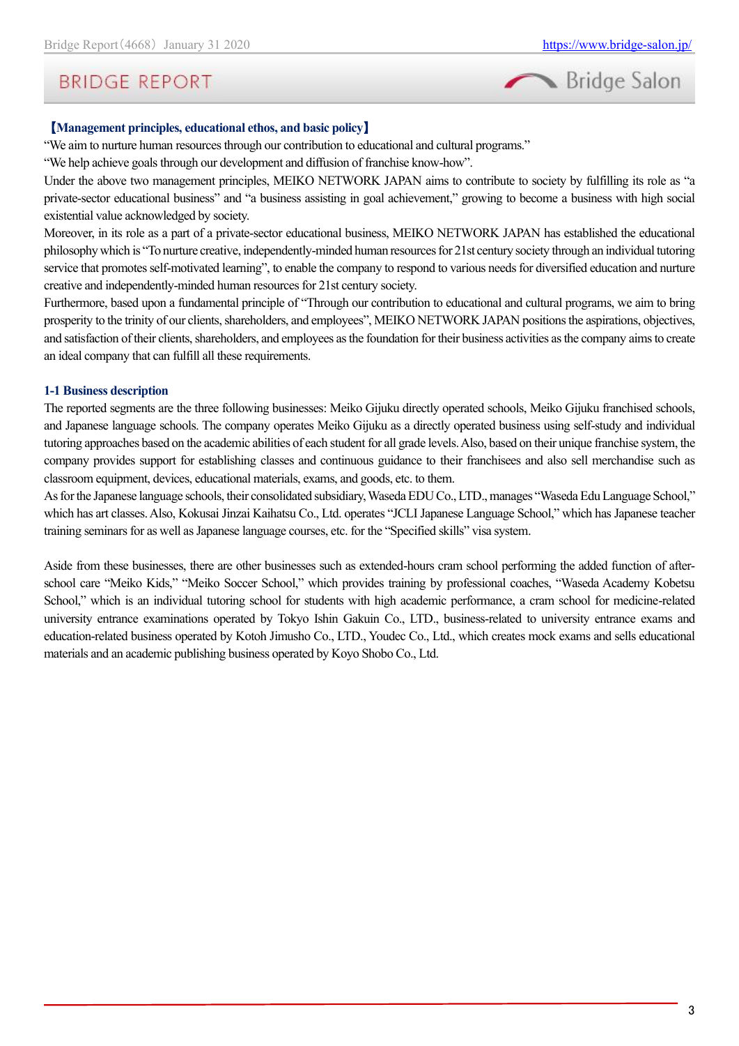**【Management principles, educational ethos, and basic policy】**

"We aim to nurture human resources through our contribution to educational and cultural programs."

"We help achieve goals through our development and diffusion of franchise know-how".

Under the above two management principles, MEIKO NETWORK JAPAN aims to contribute to society by fulfilling its role as "a private-sector educational business" and "a business assisting in goal achievement," growing to become a business with high social existential value acknowledged by society.

Moreover, in its role as a part of a private-sector educational business, MEIKO NETWORK JAPAN has established the educational philosophy which is "To nurture creative, independently-minded human resources for 21st century society through an individual tutoring service that promotes self-motivated learning", to enable the company to respond to various needs for diversified education and nurture creative and independently-minded human resources for 21st century society.

Furthermore, based upon a fundamental principle of "Through our contribution to educational and cultural programs, we aim to bring prosperity to the trinity of our clients, shareholders, and employees", MEIKO NETWORK JAPAN positions the aspirations, objectives, and satisfaction of their clients, shareholders, and employees as the foundation for their business activities as the company aims to create an ideal company that can fulfill all these requirements.

**1-1 Business description**

The reported segments are the three following businesses: Meiko Gijuku directly operated schools, Meiko Gijuku franchised schools, and Japanese language schools. The company operates Meiko Gijuku as a directly operated business using self-study and individual tutoring approaches based on the academic abilities of each student for all grade levels. Also, based on their unique franchise system, the company provides support for establishing classes and continuous guidance to their franchisees and also sell merchandise such as classroom equipment, devices, educational materials, exams, and goods, etc. to them.

As for the Japanese language schools, their consolidated subsidiary, Waseda EDU Co., LTD., manages "Waseda Edu Language School," which has art classes. Also, Kokusai Jinzai Kaihatsu Co., Ltd. operates "JCLI Japanese Language School," which has Japanese teacher training seminars for as well as Japanese language courses, etc. for the "Specified skills" visa system.

Aside from these businesses, there are other businesses such as extended-hours cram school performing the added function of after-school care "Meiko Kids," "Meiko Soccer School," which provides training by professional coaches, "Waseda Academy Kobetsu School," which is an individual tutoring school for students with high academic performance, a cram school for medicine-related university entrance examinations operated by Tokyo Ishin Gakuin Co., LTD., business-related to university entrance exams and education-related business operated by Kotoh Jimusho Co., LTD., Youdec Co., Ltd., which creates mock exams and sells educational materials and an academic publishing business operated by Koyo Shobo Co., Ltd.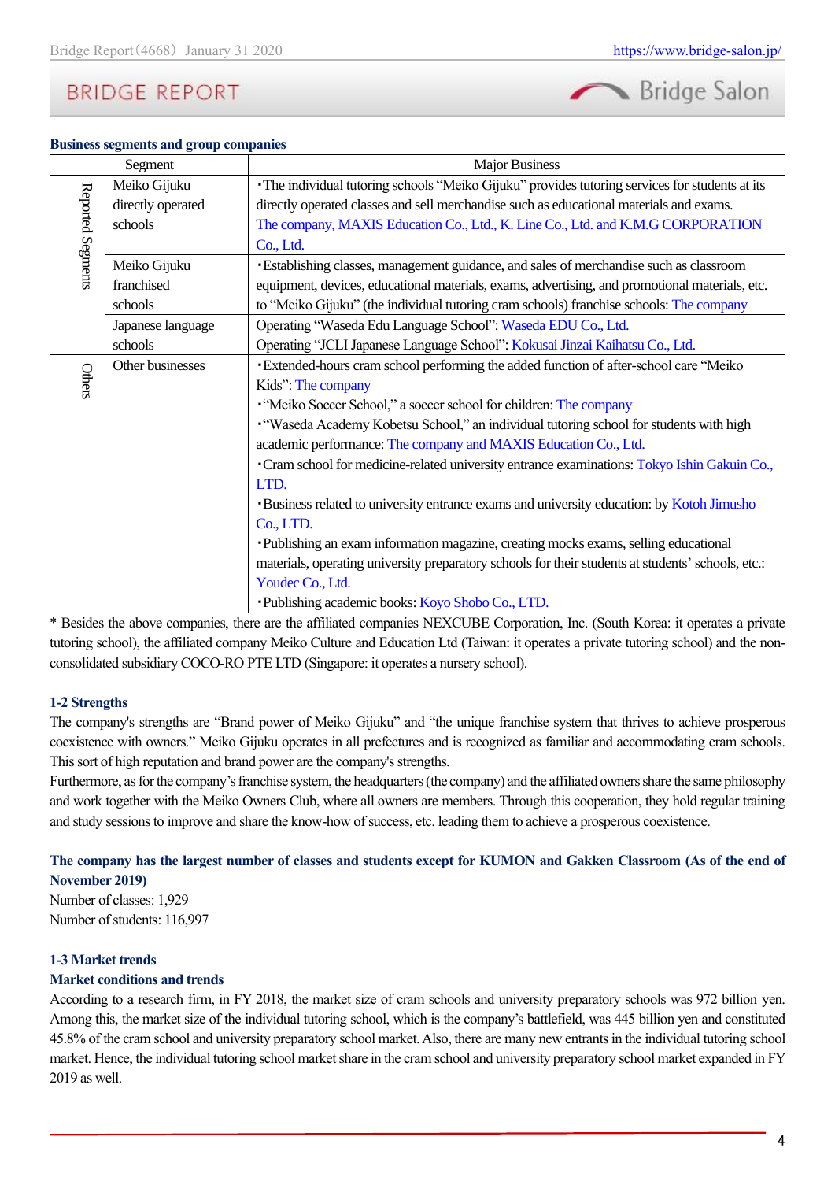**Business segments and group companies**

| | Segment | Major Business |
|---|---|---|
| Reported Segments | Meiko Gijuku directly operated schools | ・The individual tutoring schools "Meiko Gijuku" provides tutoring services for students at its directly operated classes and sell merchandise such as educational materials and exams. The company, MAXIS Education Co., Ltd., K. Line Co., Ltd. and K.M.G CORPORATION Co., Ltd. |
| | Meiko Gijuku franchised schools | ・Establishing classes, management guidance, and sales of merchandise such as classroom equipment, devices, educational materials, exams, advertising, and promotional materials, etc. to "Meiko Gijuku" (the individual tutoring cram schools) franchise schools: The company |
| | Japanese language schools | Operating "Waseda Edu Language School": Waseda EDU Co., Ltd. Operating "JCLI Japanese Language School": Kokusai Jinzai Kaihatsu Co., Ltd. |
| Others | Other businesses | ・Extended-hours cram school performing the added function of after-school care "Meiko Kids": The company<br>・"Meiko Soccer School," a soccer school for children: The company<br>・"Waseda Academy Kobetsu School," an individual tutoring school for students with high academic performance: The company and MAXIS Education Co., Ltd.<br>・Cram school for medicine-related university entrance examinations: Tokyo Ishin Gakuin Co., LTD.<br>・Business related to university entrance exams and university education: by Kotoh Jimusho Co., LTD.<br>・Publishing an exam information magazine, creating mocks exams, selling educational materials, operating university preparatory schools for their students at students' schools, etc.: Youdec Co., Ltd.<br>・Publishing academic books: Koyo Shobo Co., LTD. |

* Besides the above companies, there are the affiliated companies NEXCUBE Corporation, Inc. (South Korea: it operates a private tutoring school), the affiliated company Meiko Culture and Education Ltd (Taiwan: it operates a private tutoring school) and the non-consolidated subsidiary COCO-RO PTE LTD (Singapore: it operates a nursery school).

### 1-2 Strengths

The company's strengths are "Brand power of Meiko Gijuku" and "the unique franchise system that thrives to achieve prosperous coexistence with owners." Meiko Gijuku operates in all prefectures and is recognized as familiar and accommodating cram schools. This sort of high reputation and brand power are the company's strengths.

Furthermore, as for the company's franchise system, the headquarters (the company) and the affiliated owners share the same philosophy and work together with the Meiko Owners Club, where all owners are members. Through this cooperation, they hold regular training and study sessions to improve and share the know-how of success, etc. leading them to achieve a prosperous coexistence.

**The company has the largest number of classes and students except for KUMON and Gakken Classroom (As of the end of November 2019)**

Number of classes: 1,929
Number of students: 116,997

### 1-3 Market trends

**Market conditions and trends**

According to a research firm, in FY 2018, the market size of cram schools and university preparatory schools was 972 billion yen. Among this, the market size of the individual tutoring school, which is the company's battlefield, was 445 billion yen and constituted 45.8% of the cram school and university preparatory school market. Also, there are many new entrants in the individual tutoring school market. Hence, the individual tutoring school market share in the cram school and university preparatory school market expanded in FY 2019 as well.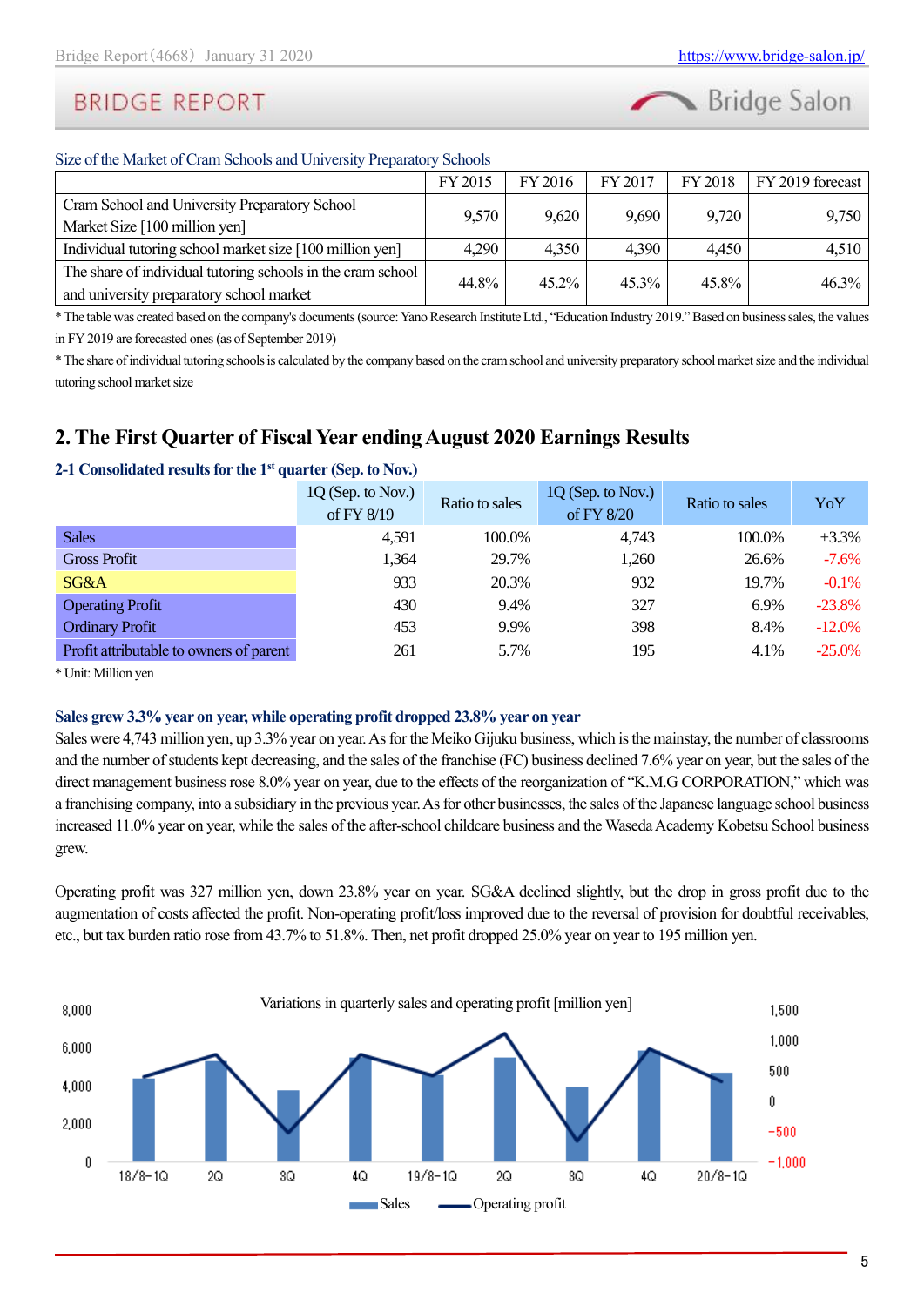Size of the Market of Cram Schools and University Preparatory Schools

| | FY 2015 | FY 2016 | FY 2017 | FY 2018 | FY 2019 forecast |
|---|---|---|---|---|---|
| Cram School and University Preparatory School Market Size [100 million yen] | 9,570 | 9,620 | 9,690 | 9,720 | 9,750 |
| Individual tutoring school market size [100 million yen] | 4,290 | 4,350 | 4,390 | 4,450 | 4,510 |
| The share of individual tutoring schools in the cram school and university preparatory school market | 44.8% | 45.2% | 45.3% | 45.8% | 46.3% |

* The table was created based on the company's documents (source: Yano Research Institute Ltd., "Education Industry 2019." Based on business sales, the values in FY 2019 are forecasted ones (as of September 2019)

* The share of individual tutoring schools is calculated by the company based on the cram school and university preparatory school market size and the individual tutoring school market size

## 2. The First Quarter of Fiscal Year ending August 2020 Earnings Results

### 2-1 Consolidated results for the 1st quarter (Sep. to Nov.)

| | 1Q (Sep. to Nov.) of FY 8/19 | Ratio to sales | 1Q (Sep. to Nov.) of FY 8/20 | Ratio to sales | YoY |
|---|---|---|---|---|---|
| Sales | 4,591 | 100.0% | 4,743 | 100.0% | +3.3% |
| Gross Profit | 1,364 | 29.7% | 1,260 | 26.6% | -7.6% |
| SG&A | 933 | 20.3% | 932 | 19.7% | -0.1% |
| Operating Profit | 430 | 9.4% | 327 | 6.9% | -23.8% |
| Ordinary Profit | 453 | 9.9% | 398 | 8.4% | -12.0% |
| Profit attributable to owners of parent | 261 | 5.7% | 195 | 4.1% | -25.0% |

* Unit: Million yen

**Sales grew 3.3% year on year, while operating profit dropped 23.8% year on year**

Sales were 4,743 million yen, up 3.3% year on year. As for the Meiko Gijuku business, which is the mainstay, the number of classrooms and the number of students kept decreasing, and the sales of the franchise (FC) business declined 7.6% year on year, but the sales of the direct management business rose 8.0% year on year, due to the effects of the reorganization of "K.M.G CORPORATION," which was a franchising company, into a subsidiary in the previous year. As for other businesses, the sales of the Japanese language school business increased 11.0% year on year, while the sales of the after-school childcare business and the Waseda Academy Kobetsu School business grew.

Operating profit was 327 million yen, down 23.8% year on year. SG&A declined slightly, but the drop in gross profit due to the augmentation of costs affected the profit. Non-operating profit/loss improved due to the reversal of provision for doubtful receivables, etc., but tax burden ratio rose from 43.7% to 51.8%. Then, net profit dropped 25.0% year on year to 195 million yen.

Variations in quarterly sales and operating profit [million yen]

Sales / Operating profit (18/8-1Q, 2Q, 3Q, 4Q, 19/8-1Q, 2Q, 3Q, 4Q, 20/8-1Q)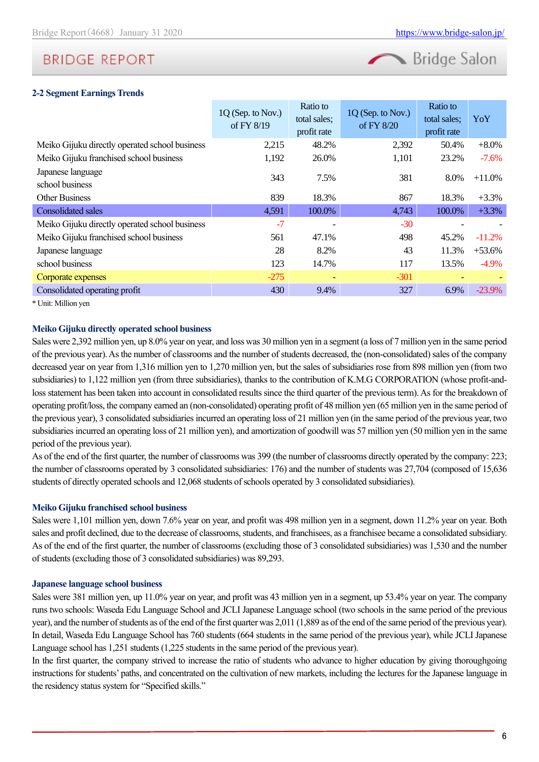## 2-2 Segment Earnings Trends

| | 1Q (Sep. to Nov.) of FY 8/19 | Ratio to total sales; profit rate | 1Q (Sep. to Nov.) of FY 8/20 | Ratio to total sales; profit rate | YoY |
|---|---|---|---|---|---|
| Meiko Gijuku directly operated school business | 2,215 | 48.2% | 2,392 | 50.4% | +8.0% |
| Meiko Gijuku franchised school business | 1,192 | 26.0% | 1,101 | 23.2% | -7.6% |
| Japanese language school business | 343 | 7.5% | 381 | 8.0% | +11.0% |
| Other Business | 839 | 18.3% | 867 | 18.3% | +3.3% |
| Consolidated sales | 4,591 | 100.0% | 4,743 | 100.0% | +3.3% |
| Meiko Gijuku directly operated school business | -7 | - | -30 | - | - |
| Meiko Gijuku franchised school business | 561 | 47.1% | 498 | 45.2% | -11.2% |
| Japanese language | 28 | 8.2% | 43 | 11.3% | +53.6% |
| school business | 123 | 14.7% | 117 | 13.5% | -4.9% |
| Corporate expenses | -275 | - | -301 | - | - |
| Consolidated operating profit | 430 | 9.4% | 327 | 6.9% | -23.9% |

* Unit: Million yen

### Meiko Gijuku directly operated school business

Sales were 2,392 million yen, up 8.0% year on year, and loss was 30 million yen in a segment (a loss of 7 million yen in the same period of the previous year). As the number of classrooms and the number of students decreased, the (non-consolidated) sales of the company decreased year on year from 1,316 million yen to 1,270 million yen, but the sales of subsidiaries rose from 898 million yen (from two subsidiaries) to 1,122 million yen (from three subsidiaries), thanks to the contribution of K.M.G CORPORATION (whose profit-and-loss statement has been taken into account in consolidated results since the third quarter of the previous term). As for the breakdown of operating profit/loss, the company earned an (non-consolidated) operating profit of 48 million yen (65 million yen in the same period of the previous year), 3 consolidated subsidiaries incurred an operating loss of 21 million yen (in the same period of the previous year, two subsidiaries incurred an operating loss of 21 million yen), and amortization of goodwill was 57 million yen (50 million yen in the same period of the previous year).

As of the end of the first quarter, the number of classrooms was 399 (the number of classrooms directly operated by the company: 223; the number of classrooms operated by 3 consolidated subsidiaries: 176) and the number of students was 27,704 (composed of 15,636 students of directly operated schools and 12,068 students of schools operated by 3 consolidated subsidiaries).

### Meiko Gijuku franchised school business

Sales were 1,101 million yen, down 7.6% year on year, and profit was 498 million yen in a segment, down 11.2% year on year. Both sales and profit declined, due to the decrease of classrooms, students, and franchisees, as a franchisee became a consolidated subsidiary. As of the end of the first quarter, the number of classrooms (excluding those of 3 consolidated subsidiaries) was 1,530 and the number of students (excluding those of 3 consolidated subsidiaries) was 89,293.

### Japanese language school business

Sales were 381 million yen, up 11.0% year on year, and profit was 43 million yen in a segment, up 53.4% year on year. The company runs two schools: Waseda Edu Language School and JCLI Japanese Language school (two schools in the same period of the previous year), and the number of students as of the end of the first quarter was 2,011 (1,889 as of the end of the same period of the previous year). In detail, Waseda Edu Language School has 760 students (664 students in the same period of the previous year), while JCLI Japanese Language school has 1,251 students (1,225 students in the same period of the previous year).

In the first quarter, the company strived to increase the ratio of students who advance to higher education by giving thoroughgoing instructions for students' paths, and concentrated on the cultivation of new markets, including the lectures for the Japanese language in the residency status system for "Specified skills."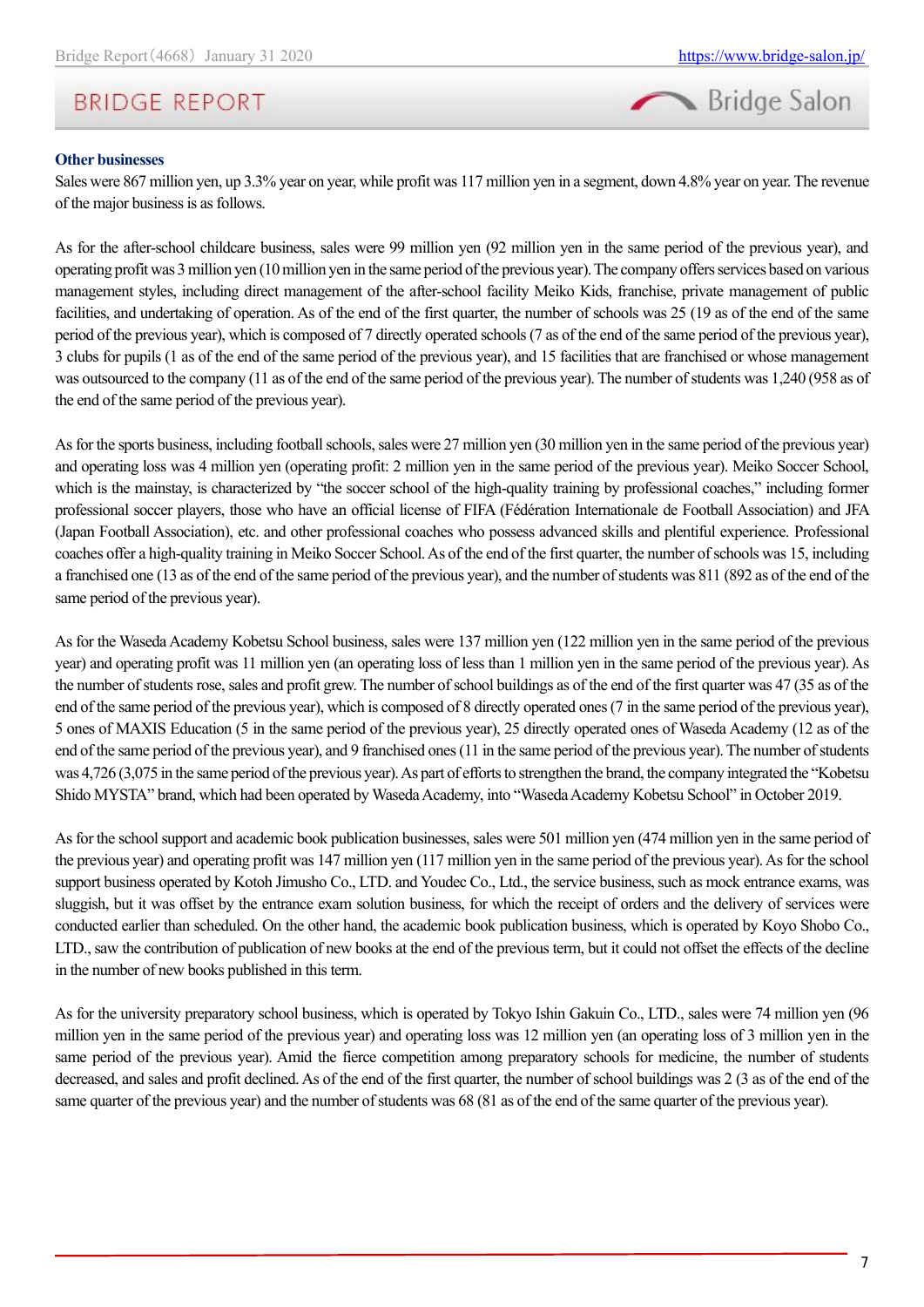**Other businesses**

Sales were 867 million yen, up 3.3% year on year, while profit was 117 million yen in a segment, down 4.8% year on year. The revenue of the major business is as follows.

As for the after-school childcare business, sales were 99 million yen (92 million yen in the same period of the previous year), and operating profit was 3 million yen (10 million yen in the same period of the previous year). The company offers services based on various management styles, including direct management of the after-school facility Meiko Kids, franchise, private management of public facilities, and undertaking of operation. As of the end of the first quarter, the number of schools was 25 (19 as of the end of the same period of the previous year), which is composed of 7 directly operated schools (7 as of the end of the same period of the previous year), 3 clubs for pupils (1 as of the end of the same period of the previous year), and 15 facilities that are franchised or whose management was outsourced to the company (11 as of the end of the same period of the previous year). The number of students was 1,240 (958 as of the end of the same period of the previous year).

As for the sports business, including football schools, sales were 27 million yen (30 million yen in the same period of the previous year) and operating loss was 4 million yen (operating profit: 2 million yen in the same period of the previous year). Meiko Soccer School, which is the mainstay, is characterized by "the soccer school of the high-quality training by professional coaches," including former professional soccer players, those who have an official license of FIFA (Fédération Internationale de Football Association) and JFA (Japan Football Association), etc. and other professional coaches who possess advanced skills and plentiful experience. Professional coaches offer a high-quality training in Meiko Soccer School. As of the end of the first quarter, the number of schools was 15, including a franchised one (13 as of the end of the same period of the previous year), and the number of students was 811 (892 as of the end of the same period of the previous year).

As for the Waseda Academy Kobetsu School business, sales were 137 million yen (122 million yen in the same period of the previous year) and operating profit was 11 million yen (an operating loss of less than 1 million yen in the same period of the previous year). As the number of students rose, sales and profit grew. The number of school buildings as of the end of the first quarter was 47 (35 as of the end of the same period of the previous year), which is composed of 8 directly operated ones (7 in the same period of the previous year), 5 ones of MAXIS Education (5 in the same period of the previous year), 25 directly operated ones of Waseda Academy (12 as of the end of the same period of the previous year), and 9 franchised ones (11 in the same period of the previous year). The number of students was 4,726 (3,075 in the same period of the previous year). As part of efforts to strengthen the brand, the company integrated the "Kobetsu Shido MYSTA" brand, which had been operated by Waseda Academy, into "Waseda Academy Kobetsu School" in October 2019.

As for the school support and academic book publication businesses, sales were 501 million yen (474 million yen in the same period of the previous year) and operating profit was 147 million yen (117 million yen in the same period of the previous year). As for the school support business operated by Kotoh Jimusho Co., LTD. and Youdec Co., Ltd., the service business, such as mock entrance exams, was sluggish, but it was offset by the entrance exam solution business, for which the receipt of orders and the delivery of services were conducted earlier than scheduled. On the other hand, the academic book publication business, which is operated by Koyo Shobo Co., LTD., saw the contribution of publication of new books at the end of the previous term, but it could not offset the effects of the decline in the number of new books published in this term.

As for the university preparatory school business, which is operated by Tokyo Ishin Gakuin Co., LTD., sales were 74 million yen (96 million yen in the same period of the previous year) and operating loss was 12 million yen (an operating loss of 3 million yen in the same period of the previous year). Amid the fierce competition among preparatory schools for medicine, the number of students decreased, and sales and profit declined. As of the end of the first quarter, the number of school buildings was 2 (3 as of the end of the same quarter of the previous year) and the number of students was 68 (81 as of the end of the same quarter of the previous year).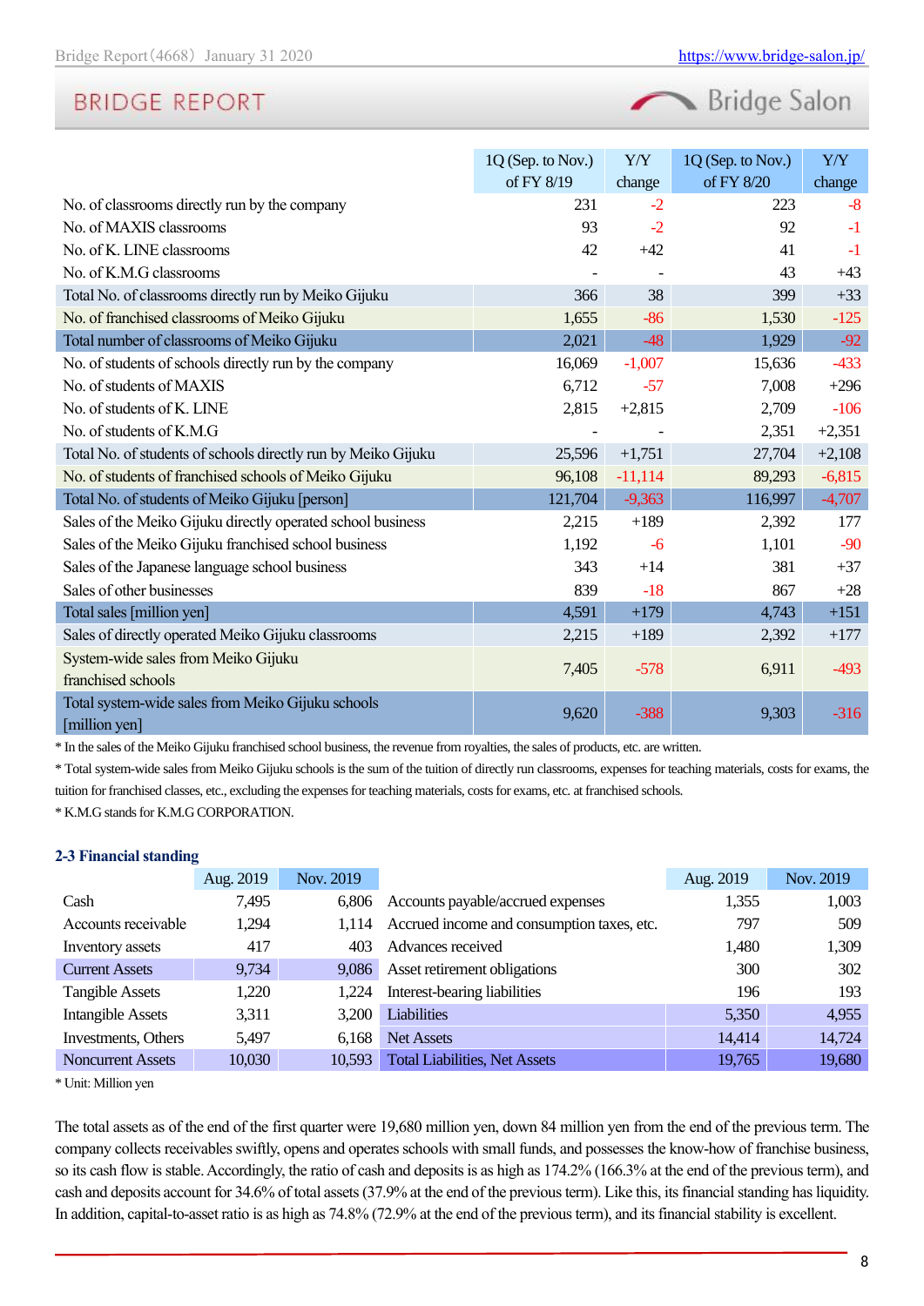| | 1Q (Sep. to Nov.) of FY 8/19 | Y/Y change | 1Q (Sep. to Nov.) of FY 8/20 | Y/Y change |
|---|---|---|---|---|
| No. of classrooms directly run by the company | 231 | -2 | 223 | -8 |
| No. of MAXIS classrooms | 93 | -2 | 92 | -1 |
| No. of K. LINE classrooms | 42 | +42 | 41 | -1 |
| No. of K.M.G classrooms | - | - | 43 | +43 |
| Total No. of classrooms directly run by Meiko Gijuku | 366 | 38 | 399 | +33 |
| No. of franchised classrooms of Meiko Gijuku | 1,655 | -86 | 1,530 | -125 |
| Total number of classrooms of Meiko Gijuku | 2,021 | -48 | 1,929 | -92 |
| No. of students of schools directly run by the company | 16,069 | -1,007 | 15,636 | -433 |
| No. of students of MAXIS | 6,712 | -57 | 7,008 | +296 |
| No. of students of K. LINE | 2,815 | +2,815 | 2,709 | -106 |
| No. of students of K.M.G | - | - | 2,351 | +2,351 |
| Total No. of students of schools directly run by Meiko Gijuku | 25,596 | +1,751 | 27,704 | +2,108 |
| No. of students of franchised schools of Meiko Gijuku | 96,108 | -11,114 | 89,293 | -6,815 |
| Total No. of students of Meiko Gijuku [person] | 121,704 | -9,363 | 116,997 | -4,707 |
| Sales of the Meiko Gijuku directly operated school business | 2,215 | +189 | 2,392 | 177 |
| Sales of the Meiko Gijuku franchised school business | 1,192 | -6 | 1,101 | -90 |
| Sales of the Japanese language school business | 343 | +14 | 381 | +37 |
| Sales of other businesses | 839 | -18 | 867 | +28 |
| Total sales [million yen] | 4,591 | +179 | 4,743 | +151 |
| Sales of directly operated Meiko Gijuku classrooms | 2,215 | +189 | 2,392 | +177 |
| System-wide sales from Meiko Gijuku franchised schools | 7,405 | -578 | 6,911 | -493 |
| Total system-wide sales from Meiko Gijuku schools [million yen] | 9,620 | -388 | 9,303 | -316 |

* In the sales of the Meiko Gijuku franchised school business, the revenue from royalties, the sales of products, etc. are written.

* Total system-wide sales from Meiko Gijuku schools is the sum of the tuition of directly run classrooms, expenses for teaching materials, costs for exams, the tuition for franchised classes, etc., excluding the expenses for teaching materials, costs for exams, etc. at franchised schools.

* K.M.G stands for K.M.G CORPORATION.

### 2-3 Financial standing

| | Aug. 2019 | Nov. 2019 | | Aug. 2019 | Nov. 2019 |
|---|---|---|---|---|---|
| Cash | 7,495 | 6,806 | Accounts payable/accrued expenses | 1,355 | 1,003 |
| Accounts receivable | 1,294 | 1,114 | Accrued income and consumption taxes, etc. | 797 | 509 |
| Inventory assets | 417 | 403 | Advances received | 1,480 | 1,309 |
| Current Assets | 9,734 | 9,086 | Asset retirement obligations | 300 | 302 |
| Tangible Assets | 1,220 | 1,224 | Interest-bearing liabilities | 196 | 193 |
| Intangible Assets | 3,311 | 3,200 | Liabilities | 5,350 | 4,955 |
| Investments, Others | 5,497 | 6,168 | Net Assets | 14,414 | 14,724 |
| Noncurrent Assets | 10,030 | 10,593 | Total Liabilities, Net Assets | 19,765 | 19,680 |

* Unit: Million yen

The total assets as of the end of the first quarter were 19,680 million yen, down 84 million yen from the end of the previous term. The company collects receivables swiftly, opens and operates schools with small funds, and possesses the know-how of franchise business, so its cash flow is stable. Accordingly, the ratio of cash and deposits is as high as 174.2% (166.3% at the end of the previous term), and cash and deposits account for 34.6% of total assets (37.9% at the end of the previous term). Like this, its financial standing has liquidity. In addition, capital-to-asset ratio is as high as 74.8% (72.9% at the end of the previous term), and its financial stability is excellent.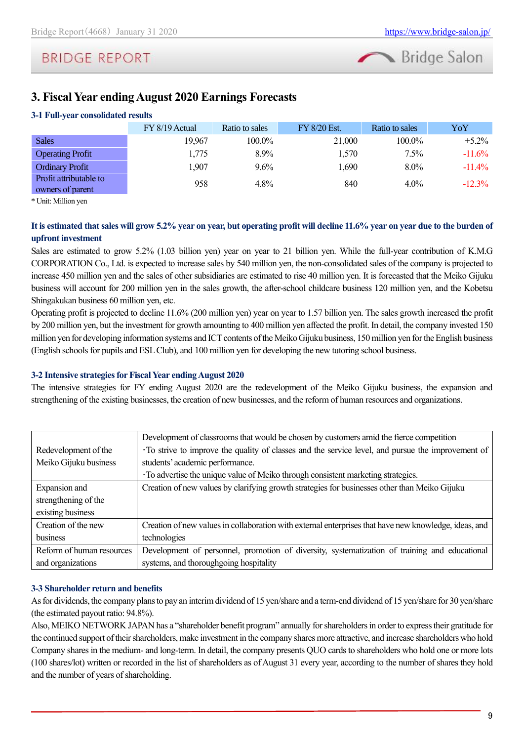## 3. Fiscal Year ending August 2020 Earnings Forecasts

### 3-1 Full-year consolidated results

| | FY 8/19 Actual | Ratio to sales | FY 8/20 Est. | Ratio to sales | YoY |
|---|---|---|---|---|---|
| Sales | 19,967 | 100.0% | 21,000 | 100.0% | +5.2% |
| Operating Profit | 1,775 | 8.9% | 1,570 | 7.5% | -11.6% |
| Ordinary Profit | 1,907 | 9.6% | 1,690 | 8.0% | -11.4% |
| Profit attributable to owners of parent | 958 | 4.8% | 840 | 4.0% | -12.3% |

* Unit: Million yen

**It is estimated that sales will grow 5.2% year on year, but operating profit will decline 11.6% year on year due to the burden of upfront investment**

Sales are estimated to grow 5.2% (1.03 billion yen) year on year to 21 billion yen. While the full-year contribution of K.M.G CORPORATION Co., Ltd. is expected to increase sales by 540 million yen, the non-consolidated sales of the company is projected to increase 450 million yen and the sales of other subsidiaries are estimated to rise 40 million yen. It is forecasted that the Meiko Gijuku business will account for 200 million yen in the sales growth, the after-school childcare business 120 million yen, and the Kobetsu Shingakukan business 60 million yen, etc.

Operating profit is projected to decline 11.6% (200 million yen) year on year to 1.57 billion yen. The sales growth increased the profit by 200 million yen, but the investment for growth amounting to 400 million yen affected the profit. In detail, the company invested 150 million yen for developing information systems and ICT contents of the Meiko Gijuku business, 150 million yen for the English business (English schools for pupils and ESL Club), and 100 million yen for developing the new tutoring school business.

### 3-2 Intensive strategies for Fiscal Year ending August 2020

The intensive strategies for FY ending August 2020 are the redevelopment of the Meiko Gijuku business, the expansion and strengthening of the existing businesses, the creation of new businesses, and the reform of human resources and organizations.

| | |
|---|---|
| Redevelopment of the Meiko Gijuku business | Development of classrooms that would be chosen by customers amid the fierce competition<br>･To strive to improve the quality of classes and the service level, and pursue the improvement of students' academic performance.<br>･To advertise the unique value of Meiko through consistent marketing strategies. |
| Expansion and strengthening of the existing business | Creation of new values by clarifying growth strategies for businesses other than Meiko Gijuku |
| Creation of the new business | Creation of new values in collaboration with external enterprises that have new knowledge, ideas, and technologies |
| Reform of human resources and organizations | Development of personnel, promotion of diversity, systematization of training and educational systems, and thoroughgoing hospitality |

### 3-3 Shareholder return and benefits

As for dividends, the company plans to pay an interim dividend of 15 yen/share and a term-end dividend of 15 yen/share for 30 yen/share (the estimated payout ratio: 94.8%).

Also, MEIKO NETWORK JAPAN has a "shareholder benefit program" annually for shareholders in order to express their gratitude for the continued support of their shareholders, make investment in the company shares more attractive, and increase shareholders who hold Company shares in the medium- and long-term. In detail, the company presents QUO cards to shareholders who hold one or more lots (100 shares/lot) written or recorded in the list of shareholders as of August 31 every year, according to the number of shares they hold and the number of years of shareholding.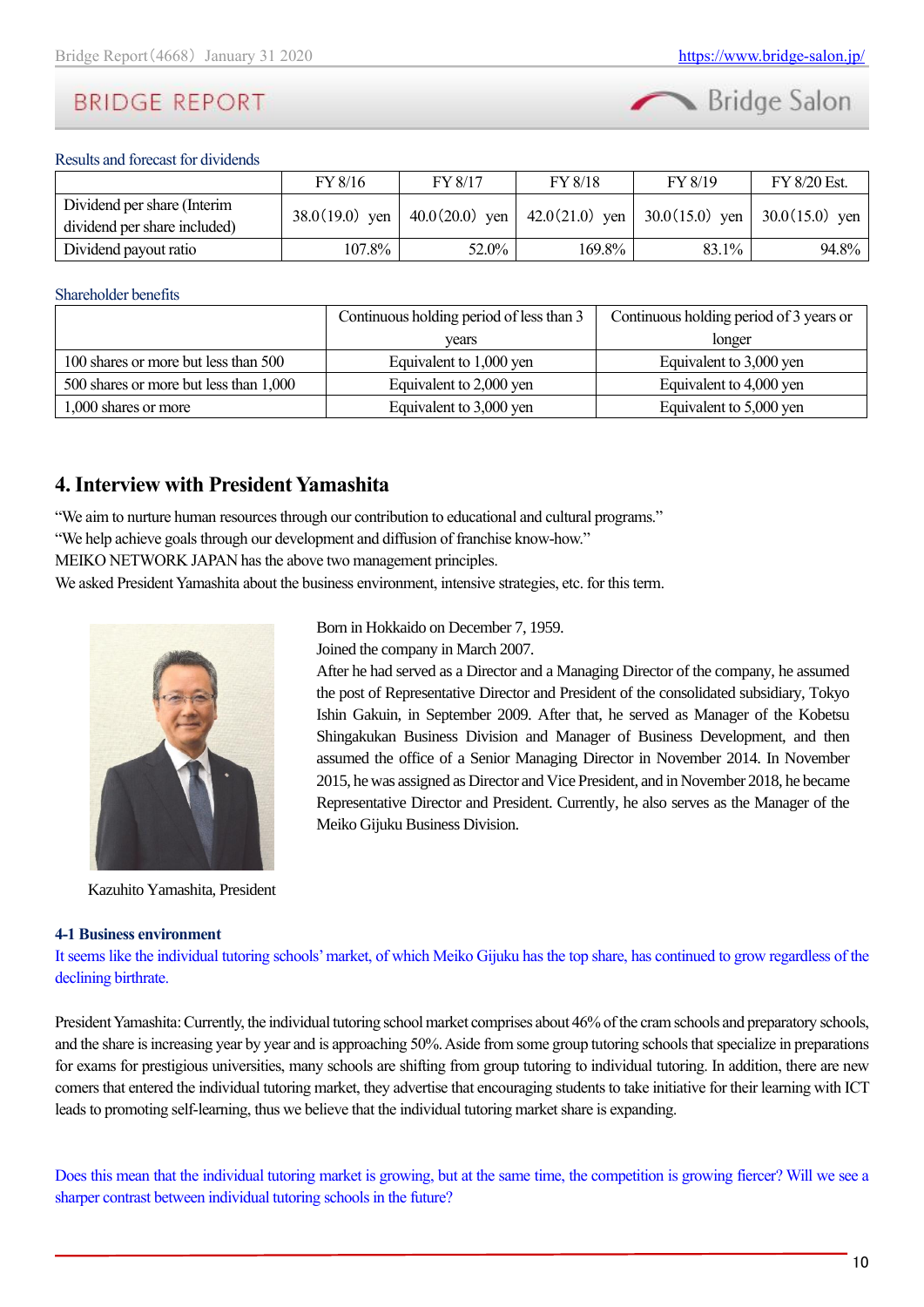Results and forecast for dividends

| | FY 8/16 | FY 8/17 | FY 8/18 | FY 8/19 | FY 8/20 Est. |
|---|---|---|---|---|---|
| Dividend per share (Interim dividend per share included) | 38.0(19.0) yen | 40.0(20.0) yen | 42.0(21.0) yen | 30.0(15.0) yen | 30.0(15.0) yen |
| Dividend payout ratio | 107.8% | 52.0% | 169.8% | 83.1% | 94.8% |

Shareholder benefits

| | Continuous holding period of less than 3 years | Continuous holding period of 3 years or longer |
|---|---|---|
| 100 shares or more but less than 500 | Equivalent to 1,000 yen | Equivalent to 3,000 yen |
| 500 shares or more but less than 1,000 | Equivalent to 2,000 yen | Equivalent to 4,000 yen |
| 1,000 shares or more | Equivalent to 3,000 yen | Equivalent to 5,000 yen |

## 4. Interview with President Yamashita

"We aim to nurture human resources through our contribution to educational and cultural programs."
"We help achieve goals through our development and diffusion of franchise know-how."
MEIKO NETWORK JAPAN has the above two management principles.
We asked President Yamashita about the business environment, intensive strategies, etc. for this term.

Kazuhito Yamashita, President

Born in Hokkaido on December 7, 1959.
Joined the company in March 2007.
After he had served as a Director and a Managing Director of the company, he assumed the post of Representative Director and President of the consolidated subsidiary, Tokyo Ishin Gakuin, in September 2009. After that, he served as Manager of the Kobetsu Shingakukan Business Division and Manager of Business Development, and then assumed the office of a Senior Managing Director in November 2014. In November 2015, he was assigned as Director and Vice President, and in November 2018, he became Representative Director and President. Currently, he also serves as the Manager of the Meiko Gijuku Business Division.

### 4-1 Business environment

It seems like the individual tutoring schools' market, of which Meiko Gijuku has the top share, has continued to grow regardless of the declining birthrate.

President Yamashita: Currently, the individual tutoring school market comprises about 46% of the cram schools and preparatory schools, and the share is increasing year by year and is approaching 50%. Aside from some group tutoring schools that specialize in preparations for exams for prestigious universities, many schools are shifting from group tutoring to individual tutoring. In addition, there are new comers that entered the individual tutoring market, they advertise that encouraging students to take initiative for their learning with ICT leads to promoting self-learning, thus we believe that the individual tutoring market share is expanding.

Does this mean that the individual tutoring market is growing, but at the same time, the competition is growing fiercer? Will we see a sharper contrast between individual tutoring schools in the future?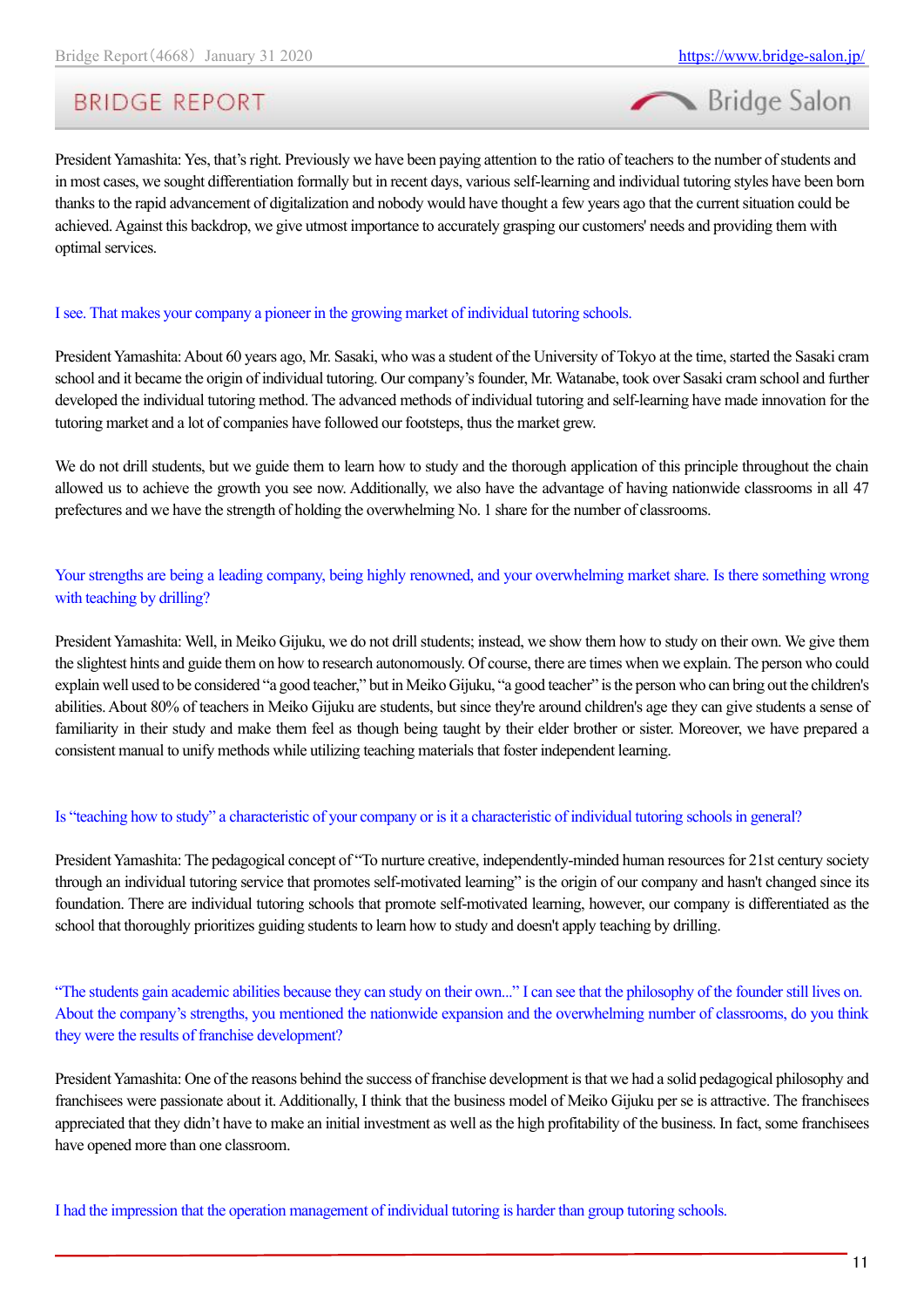President Yamashita: Yes, that's right. Previously we have been paying attention to the ratio of teachers to the number of students and in most cases, we sought differentiation formally but in recent days, various self-learning and individual tutoring styles have been born thanks to the rapid advancement of digitalization and nobody would have thought a few years ago that the current situation could be achieved. Against this backdrop, we give utmost importance to accurately grasping our customers' needs and providing them with optimal services.

I see. That makes your company a pioneer in the growing market of individual tutoring schools.

President Yamashita: About 60 years ago, Mr. Sasaki, who was a student of the University of Tokyo at the time, started the Sasaki cram school and it became the origin of individual tutoring. Our company's founder, Mr. Watanabe, took over Sasaki cram school and further developed the individual tutoring method. The advanced methods of individual tutoring and self-learning have made innovation for the tutoring market and a lot of companies have followed our footsteps, thus the market grew.

We do not drill students, but we guide them to learn how to study and the thorough application of this principle throughout the chain allowed us to achieve the growth you see now. Additionally, we also have the advantage of having nationwide classrooms in all 47 prefectures and we have the strength of holding the overwhelming No. 1 share for the number of classrooms.

Your strengths are being a leading company, being highly renowned, and your overwhelming market share. Is there something wrong with teaching by drilling?

President Yamashita: Well, in Meiko Gijuku, we do not drill students; instead, we show them how to study on their own. We give them the slightest hints and guide them on how to research autonomously. Of course, there are times when we explain. The person who could explain well used to be considered "a good teacher," but in Meiko Gijuku, "a good teacher" is the person who can bring out the children's abilities. About 80% of teachers in Meiko Gijuku are students, but since they're around children's age they can give students a sense of familiarity in their study and make them feel as though being taught by their elder brother or sister. Moreover, we have prepared a consistent manual to unify methods while utilizing teaching materials that foster independent learning.

Is "teaching how to study" a characteristic of your company or is it a characteristic of individual tutoring schools in general?

President Yamashita: The pedagogical concept of "To nurture creative, independently-minded human resources for 21st century society through an individual tutoring service that promotes self-motivated learning" is the origin of our company and hasn't changed since its foundation. There are individual tutoring schools that promote self-motivated learning, however, our company is differentiated as the school that thoroughly prioritizes guiding students to learn how to study and doesn't apply teaching by drilling.

"The students gain academic abilities because they can study on their own..." I can see that the philosophy of the founder still lives on. About the company's strengths, you mentioned the nationwide expansion and the overwhelming number of classrooms, do you think they were the results of franchise development?

President Yamashita: One of the reasons behind the success of franchise development is that we had a solid pedagogical philosophy and franchisees were passionate about it. Additionally, I think that the business model of Meiko Gijuku per se is attractive. The franchisees appreciated that they didn't have to make an initial investment as well as the high profitability of the business. In fact, some franchisees have opened more than one classroom.

I had the impression that the operation management of individual tutoring is harder than group tutoring schools.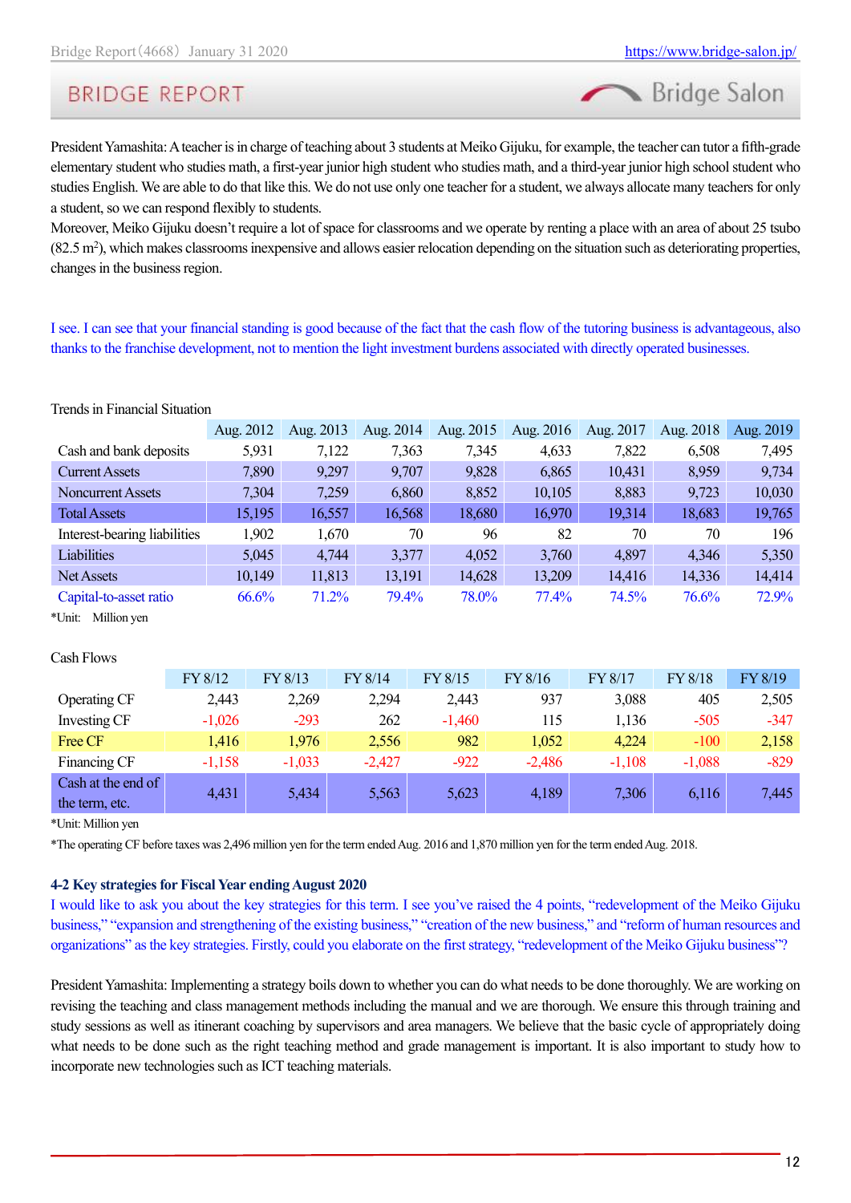President Yamashita: A teacher is in charge of teaching about 3 students at Meiko Gijuku, for example, the teacher can tutor a fifth-grade elementary student who studies math, a first-year junior high student who studies math, and a third-year junior high school student who studies English. We are able to do that like this. We do not use only one teacher for a student, we always allocate many teachers for only a student, so we can respond flexibly to students.
Moreover, Meiko Gijuku doesn't require a lot of space for classrooms and we operate by renting a place with an area of about 25 tsubo (82.5 m$^2$), which makes classrooms inexpensive and allows easier relocation depending on the situation such as deteriorating properties, changes in the business region.

I see. I can see that your financial standing is good because of the fact that the cash flow of the tutoring business is advantageous, also thanks to the franchise development, not to mention the light investment burdens associated with directly operated businesses.

Trends in Financial Situation

| | Aug. 2012 | Aug. 2013 | Aug. 2014 | Aug. 2015 | Aug. 2016 | Aug. 2017 | Aug. 2018 | Aug. 2019 |
|---|---|---|---|---|---|---|---|---|
| Cash and bank deposits | 5,931 | 7,122 | 7,363 | 7,345 | 4,633 | 7,822 | 6,508 | 7,495 |
| Current Assets | 7,890 | 9,297 | 9,707 | 9,828 | 6,865 | 10,431 | 8,959 | 9,734 |
| Noncurrent Assets | 7,304 | 7,259 | 6,860 | 8,852 | 10,105 | 8,883 | 9,723 | 10,030 |
| Total Assets | 15,195 | 16,557 | 16,568 | 18,680 | 16,970 | 19,314 | 18,683 | 19,765 |
| Interest-bearing liabilities | 1,902 | 1,670 | 70 | 96 | 82 | 70 | 70 | 196 |
| Liabilities | 5,045 | 4,744 | 3,377 | 4,052 | 3,760 | 4,897 | 4,346 | 5,350 |
| Net Assets | 10,149 | 11,813 | 13,191 | 14,628 | 13,209 | 14,416 | 14,336 | 14,414 |
| Capital-to-asset ratio | 66.6% | 71.2% | 79.4% | 78.0% | 77.4% | 74.5% | 76.6% | 72.9% |

*Unit: Million yen

Cash Flows

| | FY 8/12 | FY 8/13 | FY 8/14 | FY 8/15 | FY 8/16 | FY 8/17 | FY 8/18 | FY 8/19 |
|---|---|---|---|---|---|---|---|---|
| Operating CF | 2,443 | 2,269 | 2,294 | 2,443 | 937 | 3,088 | 405 | 2,505 |
| Investing CF | -1,026 | -293 | 262 | -1,460 | 115 | 1,136 | -505 | -347 |
| Free CF | 1,416 | 1,976 | 2,556 | 982 | 1,052 | 4,224 | -100 | 2,158 |
| Financing CF | -1,158 | -1,033 | -2,427 | -922 | -2,486 | -1,108 | -1,088 | -829 |
| Cash at the end of the term, etc. | 4,431 | 5,434 | 5,563 | 5,623 | 4,189 | 7,306 | 6,116 | 7,445 |

*Unit: Million yen

*The operating CF before taxes was 2,496 million yen for the term ended Aug. 2016 and 1,870 million yen for the term ended Aug. 2018.

### 4-2 Key strategies for Fiscal Year ending August 2020

I would like to ask you about the key strategies for this term. I see you've raised the 4 points, "redevelopment of the Meiko Gijuku business," "expansion and strengthening of the existing business," "creation of the new business," and "reform of human resources and organizations" as the key strategies. Firstly, could you elaborate on the first strategy, "redevelopment of the Meiko Gijuku business"?

President Yamashita: Implementing a strategy boils down to whether you can do what needs to be done thoroughly. We are working on revising the teaching and class management methods including the manual and we are thorough. We ensure this through training and study sessions as well as itinerant coaching by supervisors and area managers. We believe that the basic cycle of appropriately doing what needs to be done such as the right teaching method and grade management is important. It is also important to study how to incorporate new technologies such as ICT teaching materials.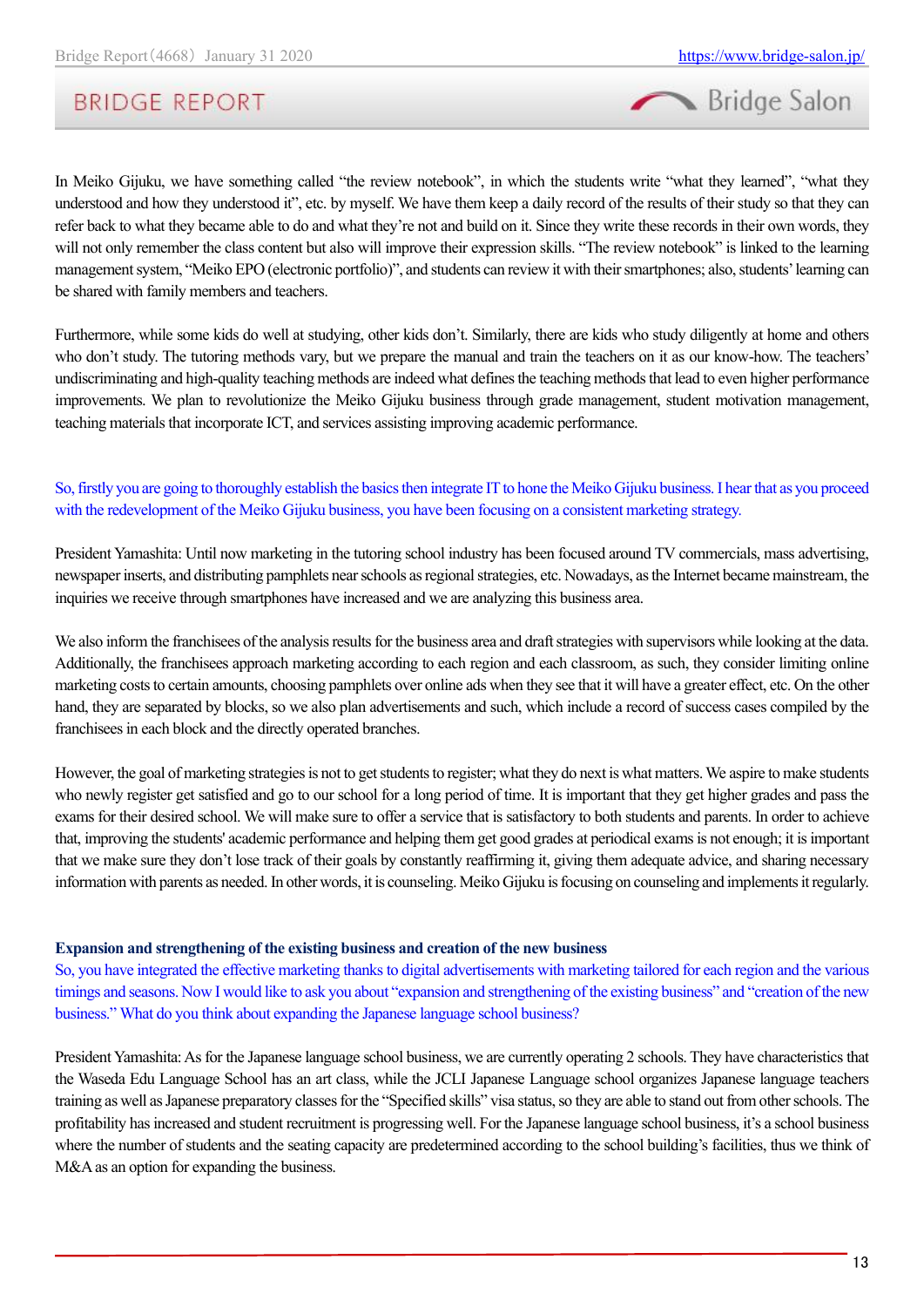In Meiko Gijuku, we have something called "the review notebook", in which the students write "what they learned", "what they understood and how they understood it", etc. by myself. We have them keep a daily record of the results of their study so that they can refer back to what they became able to do and what they're not and build on it. Since they write these records in their own words, they will not only remember the class content but also will improve their expression skills. "The review notebook" is linked to the learning management system, "Meiko EPO (electronic portfolio)", and students can review it with their smartphones; also, students' learning can be shared with family members and teachers.

Furthermore, while some kids do well at studying, other kids don't. Similarly, there are kids who study diligently at home and others who don't study. The tutoring methods vary, but we prepare the manual and train the teachers on it as our know-how. The teachers' undiscriminating and high-quality teaching methods are indeed what defines the teaching methods that lead to even higher performance improvements. We plan to revolutionize the Meiko Gijuku business through grade management, student motivation management, teaching materials that incorporate ICT, and services assisting improving academic performance.

So, firstly you are going to thoroughly establish the basics then integrate IT to hone the Meiko Gijuku business. I hear that as you proceed with the redevelopment of the Meiko Gijuku business, you have been focusing on a consistent marketing strategy.

President Yamashita: Until now marketing in the tutoring school industry has been focused around TV commercials, mass advertising, newspaper inserts, and distributing pamphlets near schools as regional strategies, etc. Nowadays, as the Internet became mainstream, the inquiries we receive through smartphones have increased and we are analyzing this business area.

We also inform the franchisees of the analysis results for the business area and draft strategies with supervisors while looking at the data. Additionally, the franchisees approach marketing according to each region and each classroom, as such, they consider limiting online marketing costs to certain amounts, choosing pamphlets over online ads when they see that it will have a greater effect, etc. On the other hand, they are separated by blocks, so we also plan advertisements and such, which include a record of success cases compiled by the franchisees in each block and the directly operated branches.

However, the goal of marketing strategies is not to get students to register; what they do next is what matters. We aspire to make students who newly register get satisfied and go to our school for a long period of time. It is important that they get higher grades and pass the exams for their desired school. We will make sure to offer a service that is satisfactory to both students and parents. In order to achieve that, improving the students' academic performance and helping them get good grades at periodical exams is not enough; it is important that we make sure they don't lose track of their goals by constantly reaffirming it, giving them adequate advice, and sharing necessary information with parents as needed. In other words, it is counseling. Meiko Gijuku is focusing on counseling and implements it regularly.

**Expansion and strengthening of the existing business and creation of the new business**

So, you have integrated the effective marketing thanks to digital advertisements with marketing tailored for each region and the various timings and seasons. Now I would like to ask you about "expansion and strengthening of the existing business" and "creation of the new business." What do you think about expanding the Japanese language school business?

President Yamashita: As for the Japanese language school business, we are currently operating 2 schools. They have characteristics that the Waseda Edu Language School has an art class, while the JCLI Japanese Language school organizes Japanese language teachers training as well as Japanese preparatory classes for the "Specified skills" visa status, so they are able to stand out from other schools. The profitability has increased and student recruitment is progressing well. For the Japanese language school business, it's a school business where the number of students and the seating capacity are predetermined according to the school building's facilities, thus we think of M&A as an option for expanding the business.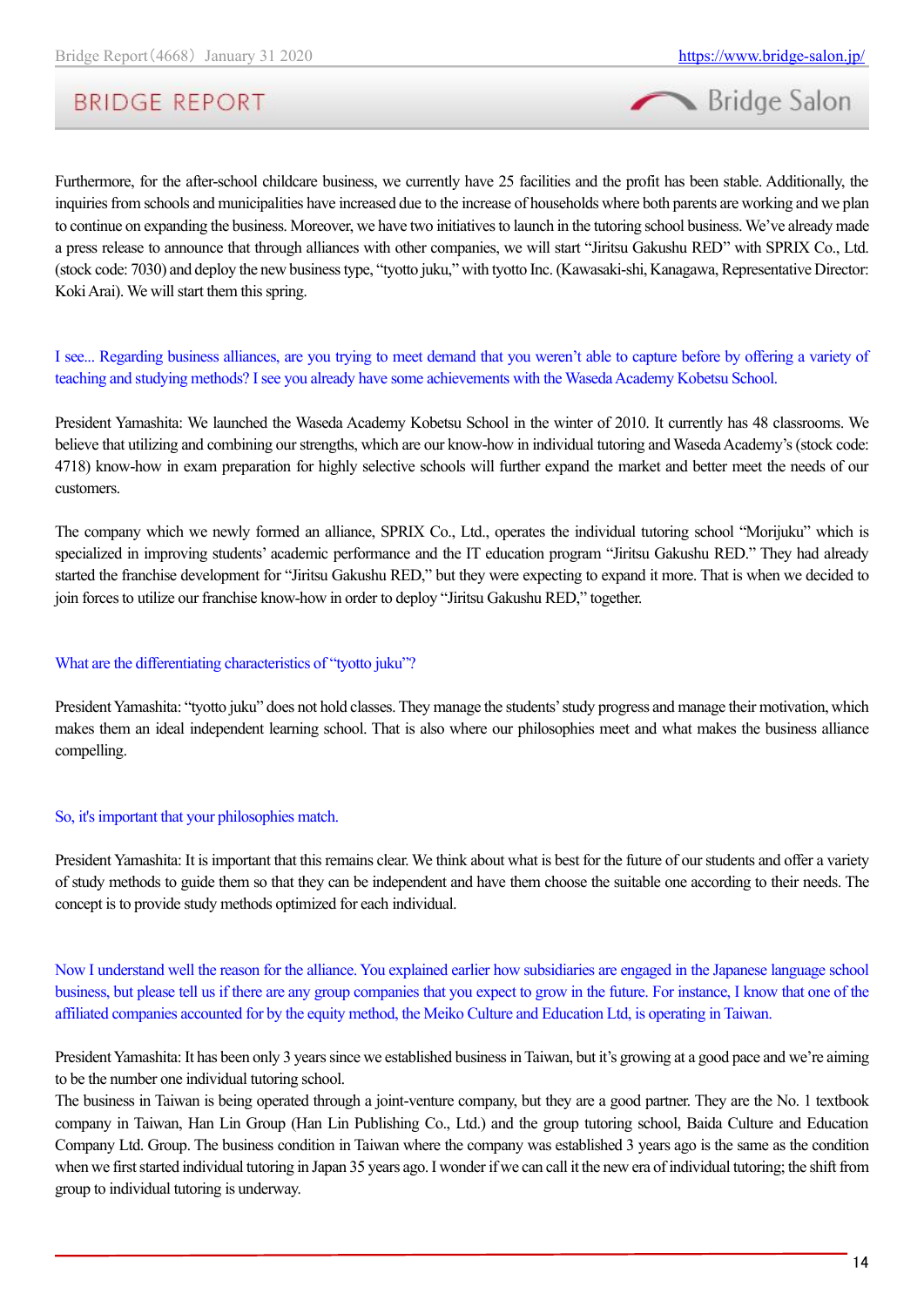Furthermore, for the after-school childcare business, we currently have 25 facilities and the profit has been stable. Additionally, the inquiries from schools and municipalities have increased due to the increase of households where both parents are working and we plan to continue on expanding the business. Moreover, we have two initiatives to launch in the tutoring school business. We've already made a press release to announce that through alliances with other companies, we will start "Jiritsu Gakushu RED" with SPRIX Co., Ltd. (stock code: 7030) and deploy the new business type, "tyotto juku," with tyotto Inc. (Kawasaki-shi, Kanagawa, Representative Director: Koki Arai). We will start them this spring.

I see... Regarding business alliances, are you trying to meet demand that you weren't able to capture before by offering a variety of teaching and studying methods? I see you already have some achievements with the Waseda Academy Kobetsu School.

President Yamashita: We launched the Waseda Academy Kobetsu School in the winter of 2010. It currently has 48 classrooms. We believe that utilizing and combining our strengths, which are our know-how in individual tutoring and Waseda Academy's (stock code: 4718) know-how in exam preparation for highly selective schools will further expand the market and better meet the needs of our customers.

The company which we newly formed an alliance, SPRIX Co., Ltd., operates the individual tutoring school "Morijuku" which is specialized in improving students' academic performance and the IT education program "Jiritsu Gakushu RED." They had already started the franchise development for "Jiritsu Gakushu RED," but they were expecting to expand it more. That is when we decided to join forces to utilize our franchise know-how in order to deploy "Jiritsu Gakushu RED," together.

What are the differentiating characteristics of "tyotto juku"?

President Yamashita: "tyotto juku" does not hold classes. They manage the students' study progress and manage their motivation, which makes them an ideal independent learning school. That is also where our philosophies meet and what makes the business alliance compelling.

So, it's important that your philosophies match.

President Yamashita: It is important that this remains clear. We think about what is best for the future of our students and offer a variety of study methods to guide them so that they can be independent and have them choose the suitable one according to their needs. The concept is to provide study methods optimized for each individual.

Now I understand well the reason for the alliance. You explained earlier how subsidiaries are engaged in the Japanese language school business, but please tell us if there are any group companies that you expect to grow in the future. For instance, I know that one of the affiliated companies accounted for by the equity method, the Meiko Culture and Education Ltd, is operating in Taiwan.

President Yamashita: It has been only 3 years since we established business in Taiwan, but it's growing at a good pace and we're aiming to be the number one individual tutoring school.
The business in Taiwan is being operated through a joint-venture company, but they are a good partner. They are the No. 1 textbook company in Taiwan, Han Lin Group (Han Lin Publishing Co., Ltd.) and the group tutoring school, Baida Culture and Education Company Ltd. Group. The business condition in Taiwan where the company was established 3 years ago is the same as the condition when we first started individual tutoring in Japan 35 years ago. I wonder if we can call it the new era of individual tutoring; the shift from group to individual tutoring is underway.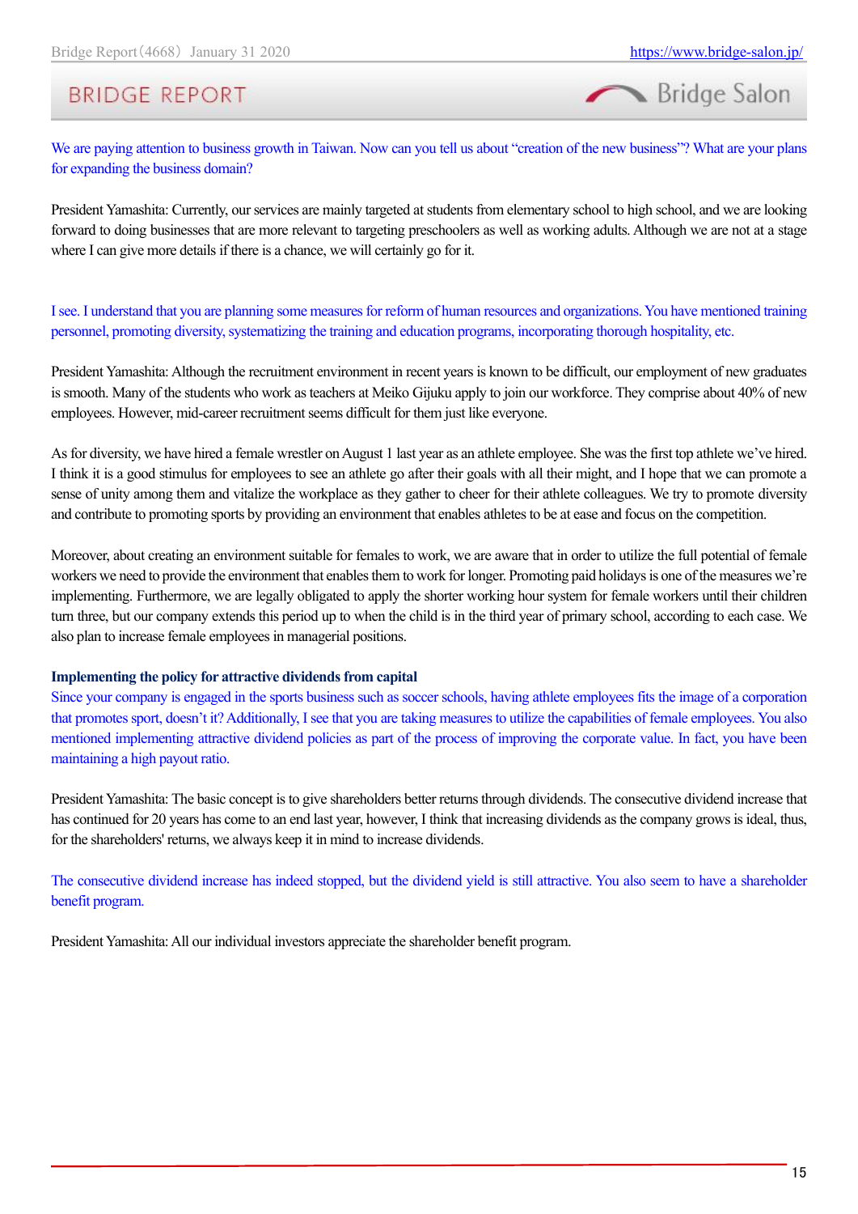We are paying attention to business growth in Taiwan. Now can you tell us about "creation of the new business"? What are your plans for expanding the business domain?

President Yamashita: Currently, our services are mainly targeted at students from elementary school to high school, and we are looking forward to doing businesses that are more relevant to targeting preschoolers as well as working adults. Although we are not at a stage where I can give more details if there is a chance, we will certainly go for it.

I see. I understand that you are planning some measures for reform of human resources and organizations. You have mentioned training personnel, promoting diversity, systematizing the training and education programs, incorporating thorough hospitality, etc.

President Yamashita: Although the recruitment environment in recent years is known to be difficult, our employment of new graduates is smooth. Many of the students who work as teachers at Meiko Gijuku apply to join our workforce. They comprise about 40% of new employees. However, mid-career recruitment seems difficult for them just like everyone.

As for diversity, we have hired a female wrestler on August 1 last year as an athlete employee. She was the first top athlete we've hired. I think it is a good stimulus for employees to see an athlete go after their goals with all their might, and I hope that we can promote a sense of unity among them and vitalize the workplace as they gather to cheer for their athlete colleagues. We try to promote diversity and contribute to promoting sports by providing an environment that enables athletes to be at ease and focus on the competition.

Moreover, about creating an environment suitable for females to work, we are aware that in order to utilize the full potential of female workers we need to provide the environment that enables them to work for longer. Promoting paid holidays is one of the measures we're implementing. Furthermore, we are legally obligated to apply the shorter working hour system for female workers until their children turn three, but our company extends this period up to when the child is in the third year of primary school, according to each case. We also plan to increase female employees in managerial positions.

**Implementing the policy for attractive dividends from capital**

Since your company is engaged in the sports business such as soccer schools, having athlete employees fits the image of a corporation that promotes sport, doesn't it? Additionally, I see that you are taking measures to utilize the capabilities of female employees. You also mentioned implementing attractive dividend policies as part of the process of improving the corporate value. In fact, you have been maintaining a high payout ratio.

President Yamashita: The basic concept is to give shareholders better returns through dividends. The consecutive dividend increase that has continued for 20 years has come to an end last year, however, I think that increasing dividends as the company grows is ideal, thus, for the shareholders' returns, we always keep it in mind to increase dividends.

The consecutive dividend increase has indeed stopped, but the dividend yield is still attractive. You also seem to have a shareholder benefit program.

President Yamashita: All our individual investors appreciate the shareholder benefit program.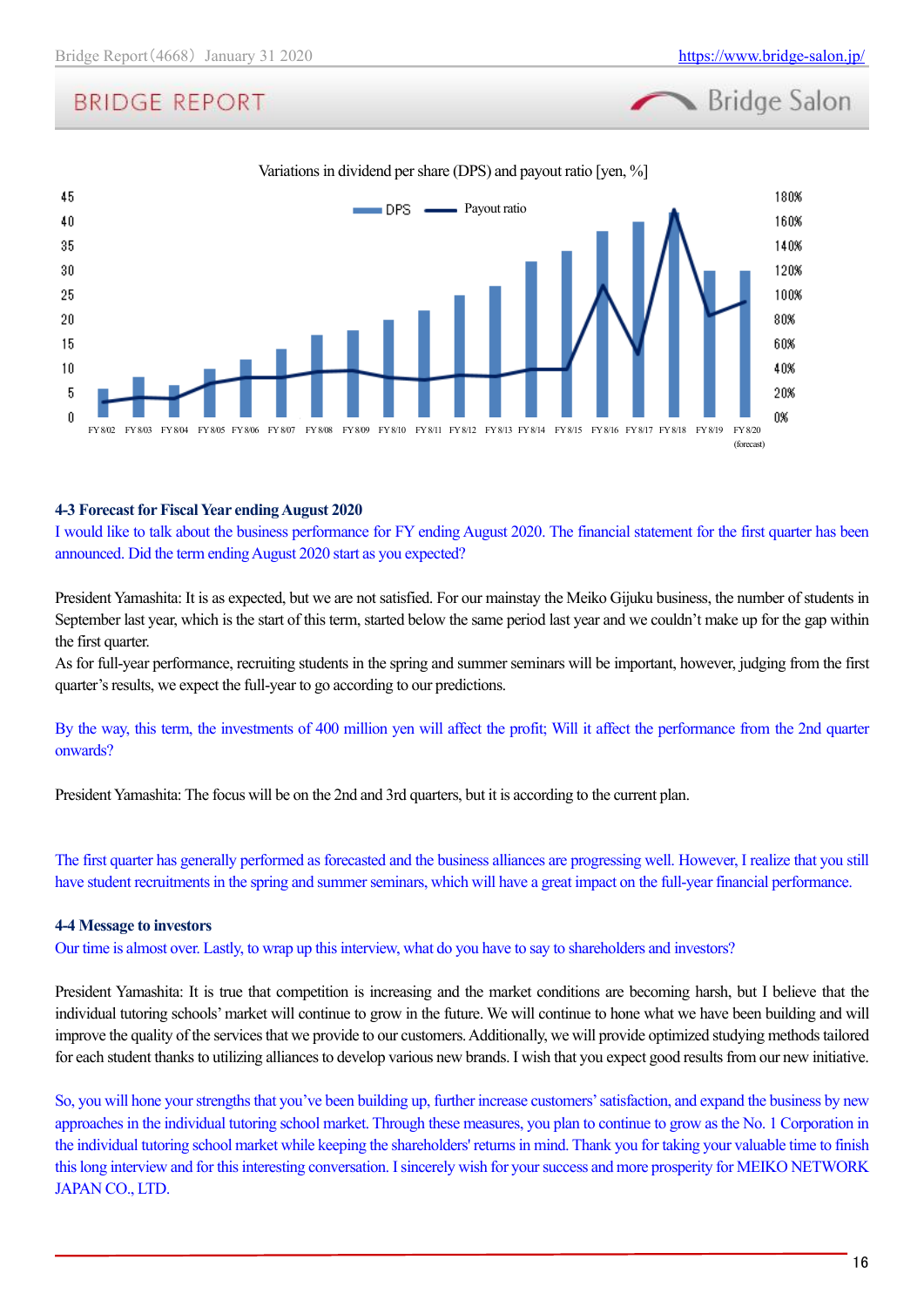Variations in dividend per share (DPS) and payout ratio [yen, %]

### 4-3 Forecast for Fiscal Year ending August 2020

I would like to talk about the business performance for FY ending August 2020. The financial statement for the first quarter has been announced. Did the term ending August 2020 start as you expected?

President Yamashita: It is as expected, but we are not satisfied. For our mainstay the Meiko Gijuku business, the number of students in September last year, which is the start of this term, started below the same period last year and we couldn't make up for the gap within the first quarter.
As for full-year performance, recruiting students in the spring and summer seminars will be important, however, judging from the first quarter's results, we expect the full-year to go according to our predictions.

By the way, this term, the investments of 400 million yen will affect the profit; Will it affect the performance from the 2nd quarter onwards?

President Yamashita: The focus will be on the 2nd and 3rd quarters, but it is according to the current plan.

The first quarter has generally performed as forecasted and the business alliances are progressing well. However, I realize that you still have student recruitments in the spring and summer seminars, which will have a great impact on the full-year financial performance.

### 4-4 Message to investors

Our time is almost over. Lastly, to wrap up this interview, what do you have to say to shareholders and investors?

President Yamashita: It is true that competition is increasing and the market conditions are becoming harsh, but I believe that the individual tutoring schools' market will continue to grow in the future. We will continue to hone what we have been building and will improve the quality of the services that we provide to our customers. Additionally, we will provide optimized studying methods tailored for each student thanks to utilizing alliances to develop various new brands. I wish that you expect good results from our new initiative.

So, you will hone your strengths that you've been building up, further increase customers' satisfaction, and expand the business by new approaches in the individual tutoring school market. Through these measures, you plan to continue to grow as the No. 1 Corporation in the individual tutoring school market while keeping the shareholders' returns in mind. Thank you for taking your valuable time to finish this long interview and for this interesting conversation. I sincerely wish for your success and more prosperity for MEIKO NETWORK JAPAN CO., LTD.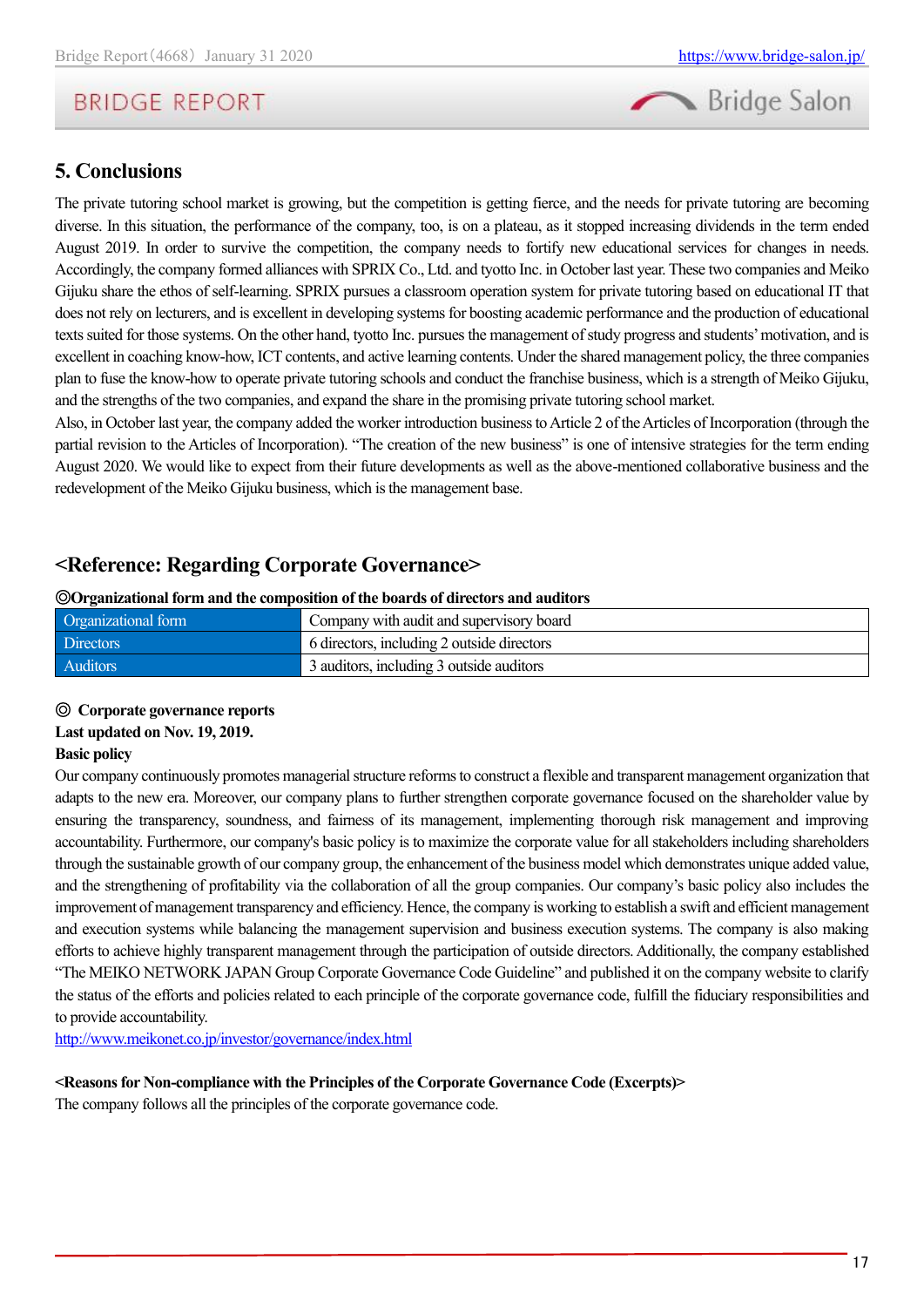## 5. Conclusions

The private tutoring school market is growing, but the competition is getting fierce, and the needs for private tutoring are becoming diverse. In this situation, the performance of the company, too, is on a plateau, as it stopped increasing dividends in the term ended August 2019. In order to survive the competition, the company needs to fortify new educational services for changes in needs. Accordingly, the company formed alliances with SPRIX Co., Ltd. and tyotto Inc. in October last year. These two companies and Meiko Gijuku share the ethos of self-learning. SPRIX pursues a classroom operation system for private tutoring based on educational IT that does not rely on lecturers, and is excellent in developing systems for boosting academic performance and the production of educational texts suited for those systems. On the other hand, tyotto Inc. pursues the management of study progress and students' motivation, and is excellent in coaching know-how, ICT contents, and active learning contents. Under the shared management policy, the three companies plan to fuse the know-how to operate private tutoring schools and conduct the franchise business, which is a strength of Meiko Gijuku, and the strengths of the two companies, and expand the share in the promising private tutoring school market.

Also, in October last year, the company added the worker introduction business to Article 2 of the Articles of Incorporation (through the partial revision to the Articles of Incorporation). "The creation of the new business" is one of intensive strategies for the term ending August 2020. We would like to expect from their future developments as well as the above-mentioned collaborative business and the redevelopment of the Meiko Gijuku business, which is the management base.

## <Reference: Regarding Corporate Governance>

**◎Organizational form and the composition of the boards of directors and auditors**

| | |
|---|---|
| Organizational form | Company with audit and supervisory board |
| Directors | 6 directors, including 2 outside directors |
| Auditors | 3 auditors, including 3 outside auditors |

**◎ Corporate governance reports**

**Last updated on Nov. 19, 2019.**

**Basic policy**

Our company continuously promotes managerial structure reforms to construct a flexible and transparent management organization that adapts to the new era. Moreover, our company plans to further strengthen corporate governance focused on the shareholder value by ensuring the transparency, soundness, and fairness of its management, implementing thorough risk management and improving accountability. Furthermore, our company's basic policy is to maximize the corporate value for all stakeholders including shareholders through the sustainable growth of our company group, the enhancement of the business model which demonstrates unique added value, and the strengthening of profitability via the collaboration of all the group companies. Our company's basic policy also includes the improvement of management transparency and efficiency. Hence, the company is working to establish a swift and efficient management and execution systems while balancing the management supervision and business execution systems. The company is also making efforts to achieve highly transparent management through the participation of outside directors. Additionally, the company established "The MEIKO NETWORK JAPAN Group Corporate Governance Code Guideline" and published it on the company website to clarify the status of the efforts and policies related to each principle of the corporate governance code, fulfill the fiduciary responsibilities and to provide accountability.

http://www.meikonet.co.jp/investor/governance/index.html

**<Reasons for Non-compliance with the Principles of the Corporate Governance Code (Excerpts)>**

The company follows all the principles of the corporate governance code.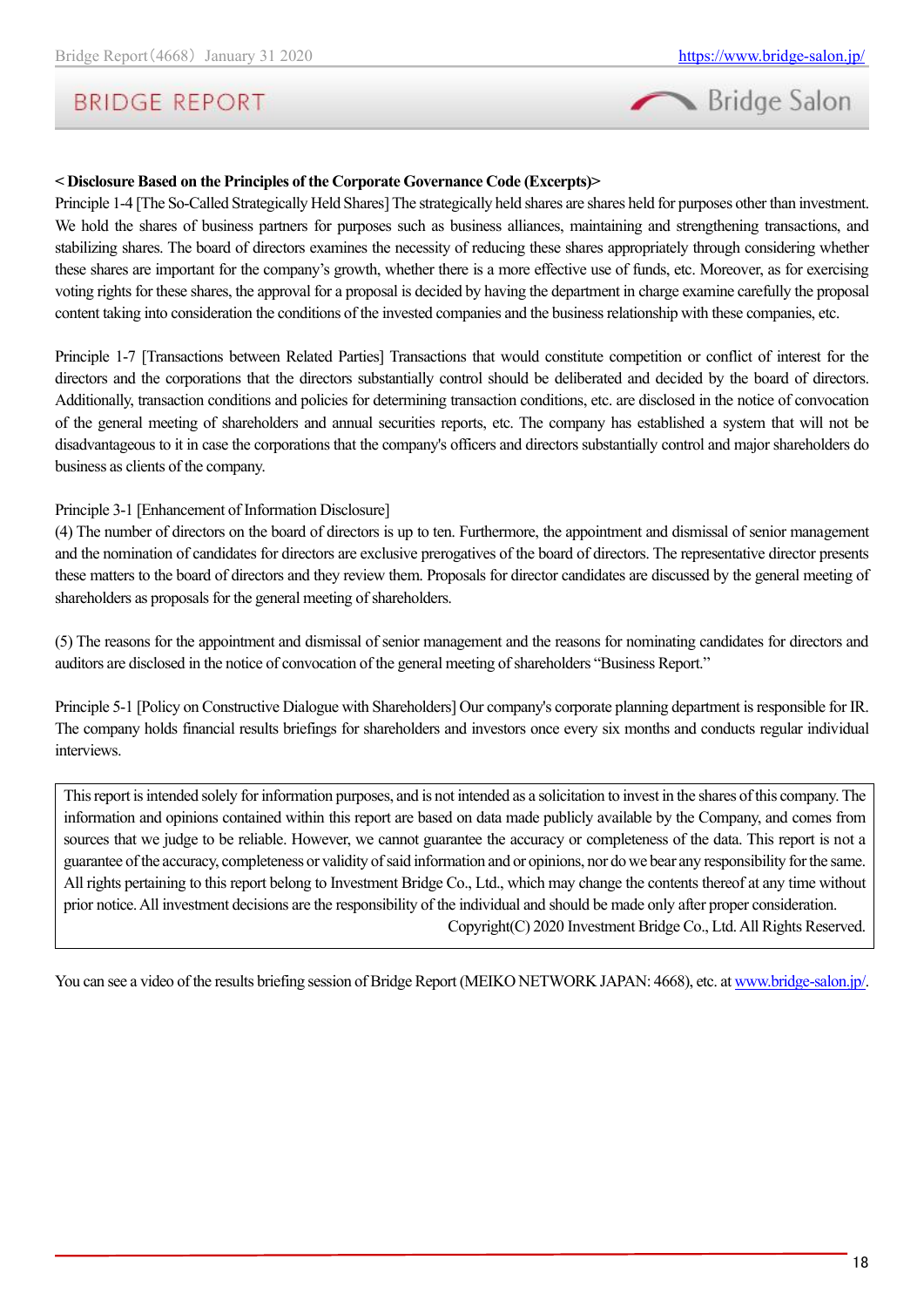**< Disclosure Based on the Principles of the Corporate Governance Code (Excerpts)>**

Principle 1-4 [The So-Called Strategically Held Shares] The strategically held shares are shares held for purposes other than investment. We hold the shares of business partners for purposes such as business alliances, maintaining and strengthening transactions, and stabilizing shares. The board of directors examines the necessity of reducing these shares appropriately through considering whether these shares are important for the company's growth, whether there is a more effective use of funds, etc. Moreover, as for exercising voting rights for these shares, the approval for a proposal is decided by having the department in charge examine carefully the proposal content taking into consideration the conditions of the invested companies and the business relationship with these companies, etc.

Principle 1-7 [Transactions between Related Parties] Transactions that would constitute competition or conflict of interest for the directors and the corporations that the directors substantially control should be deliberated and decided by the board of directors. Additionally, transaction conditions and policies for determining transaction conditions, etc. are disclosed in the notice of convocation of the general meeting of shareholders and annual securities reports, etc. The company has established a system that will not be disadvantageous to it in case the corporations that the company's officers and directors substantially control and major shareholders do business as clients of the company.

Principle 3-1 [Enhancement of Information Disclosure]
(4) The number of directors on the board of directors is up to ten. Furthermore, the appointment and dismissal of senior management and the nomination of candidates for directors are exclusive prerogatives of the board of directors. The representative director presents these matters to the board of directors and they review them. Proposals for director candidates are discussed by the general meeting of shareholders as proposals for the general meeting of shareholders.

(5) The reasons for the appointment and dismissal of senior management and the reasons for nominating candidates for directors and auditors are disclosed in the notice of convocation of the general meeting of shareholders "Business Report."

Principle 5-1 [Policy on Constructive Dialogue with Shareholders] Our company's corporate planning department is responsible for IR. The company holds financial results briefings for shareholders and investors once every six months and conducts regular individual interviews.

This report is intended solely for information purposes, and is not intended as a solicitation to invest in the shares of this company. The information and opinions contained within this report are based on data made publicly available by the Company, and comes from sources that we judge to be reliable. However, we cannot guarantee the accuracy or completeness of the data. This report is not a guarantee of the accuracy, completeness or validity of said information and or opinions, nor do we bear any responsibility for the same. All rights pertaining to this report belong to Investment Bridge Co., Ltd., which may change the contents thereof at any time without prior notice. All investment decisions are the responsibility of the individual and should be made only after proper consideration.
Copyright(C) 2020 Investment Bridge Co., Ltd. All Rights Reserved.

You can see a video of the results briefing session of Bridge Report (MEIKO NETWORK JAPAN: 4668), etc. at www.bridge-salon.jp/.